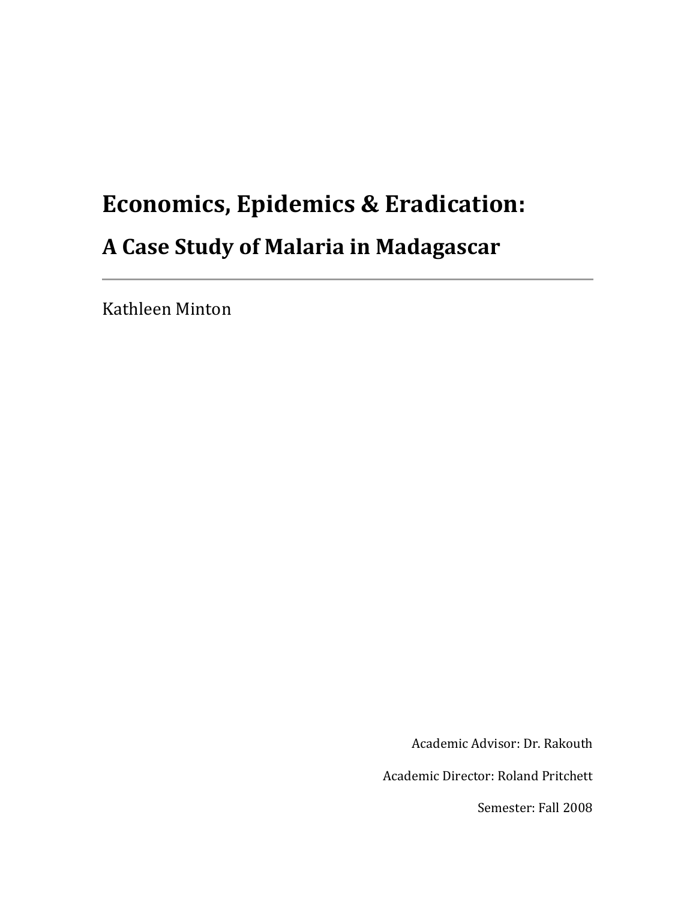# Economics, Epidemics & Eradication:

## A Case Study of Malaria in Madagascar

---

Kathleen Minton

Academic Advisor: Dr. Rakouth

Academic Director: Roland Pritchett

Semester: Fall 2008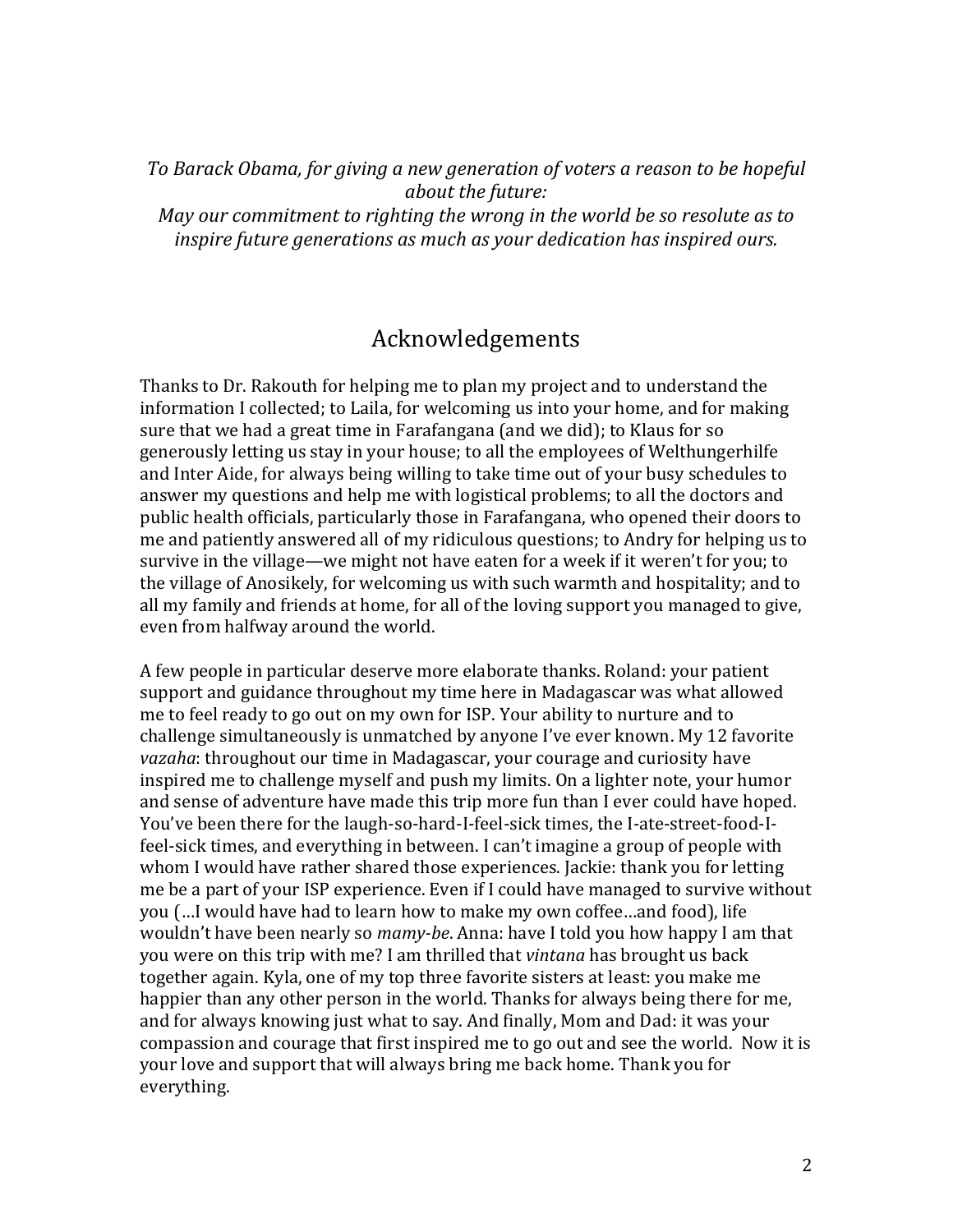*To Barack Obama, for giving a new generation of voters a reason to be hopeful about the future:*
*May our commitment to righting the wrong in the world be so resolute as to inspire future generations as much as your dedication has inspired ours.*

## Acknowledgements

Thanks to Dr. Rakouth for helping me to plan my project and to understand the information I collected; to Laila, for welcoming us into your home, and for making sure that we had a great time in Farafangana (and we did); to Klaus for so generously letting us stay in your house; to all the employees of Welthungerhilfe and Inter Aide, for always being willing to take time out of your busy schedules to answer my questions and help me with logistical problems; to all the doctors and public health officials, particularly those in Farafangana, who opened their doors to me and patiently answered all of my ridiculous questions; to Andry for helping us to survive in the village—we might not have eaten for a week if it weren't for you; to the village of Anosikely, for welcoming us with such warmth and hospitality; and to all my family and friends at home, for all of the loving support you managed to give, even from halfway around the world.

A few people in particular deserve more elaborate thanks. Roland: your patient support and guidance throughout my time here in Madagascar was what allowed me to feel ready to go out on my own for ISP. Your ability to nurture and to challenge simultaneously is unmatched by anyone I've ever known. My 12 favorite *vazaha*: throughout our time in Madagascar, your courage and curiosity have inspired me to challenge myself and push my limits. On a lighter note, your humor and sense of adventure have made this trip more fun than I ever could have hoped. You've been there for the laugh-so-hard-I-feel-sick times, the I-ate-street-food-I-feel-sick times, and everything in between. I can't imagine a group of people with whom I would have rather shared those experiences. Jackie: thank you for letting me be a part of your ISP experience. Even if I could have managed to survive without you (…I would have had to learn how to make my own coffee…and food), life wouldn't have been nearly so *mamy-be*. Anna: have I told you how happy I am that you were on this trip with me? I am thrilled that *vintana* has brought us back together again. Kyla, one of my top three favorite sisters at least: you make me happier than any other person in the world. Thanks for always being there for me, and for always knowing just what to say. And finally, Mom and Dad: it was your compassion and courage that first inspired me to go out and see the world. Now it is your love and support that will always bring me back home. Thank you for everything.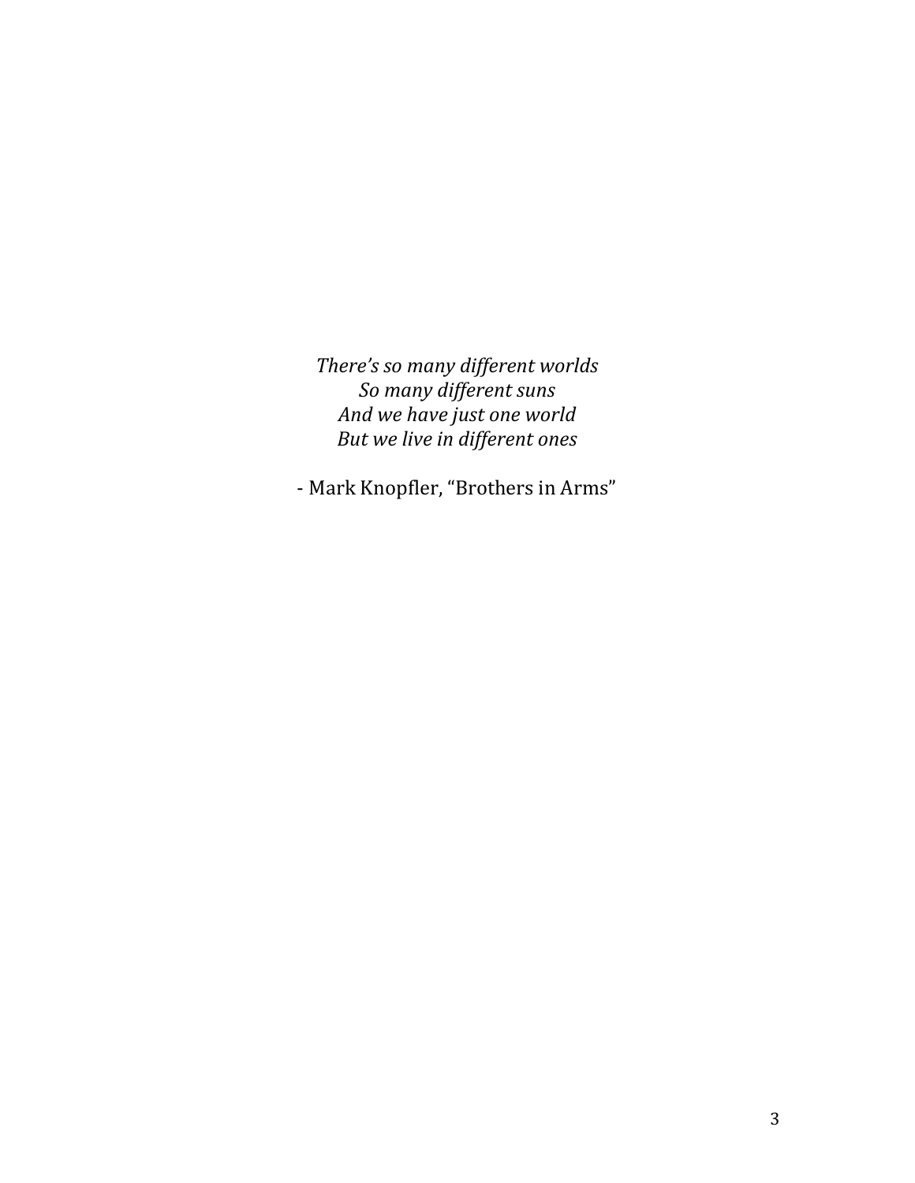*There's so many different worlds*  
*So many different suns*  
*And we have just one world*  
*But we live in different ones*

- Mark Knopfler, "Brothers in Arms"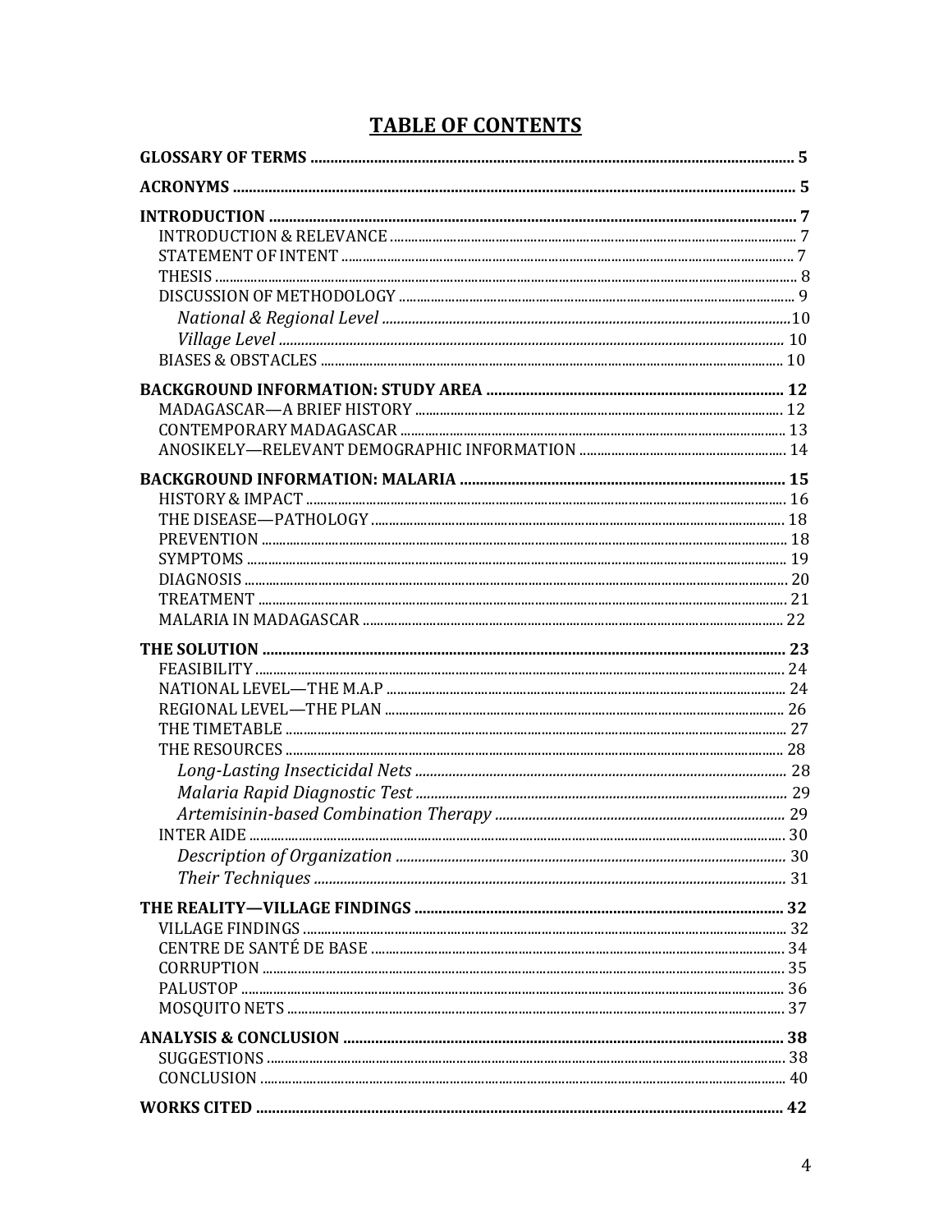# TABLE OF CONTENTS

**GLOSSARY OF TERMS** ........................................................ 5

**ACRONYMS** ........................................................ 5

**INTRODUCTION** ........................................................ 7

- INTRODUCTION & RELEVANCE ........................................................ 7
- STATEMENT OF INTENT ........................................................ 7
- THESIS ........................................................ 8
- DISCUSSION OF METHODOLOGY ........................................................ 9
  - *National & Regional Level* ........................................................ 10
  - *Village Level* ........................................................ 10
- BIASES & OBSTACLES ........................................................ 10

**BACKGROUND INFORMATION: STUDY AREA** ........................................................ 12

- MADAGASCAR—A BRIEF HISTORY ........................................................ 12
- CONTEMPORARY MADAGASCAR ........................................................ 13
- ANOSIKELY—RELEVANT DEMOGRAPHIC INFORMATION ........................................................ 14

**BACKGROUND INFORMATION: MALARIA** ........................................................ 15

- HISTORY & IMPACT ........................................................ 16
- THE DISEASE—PATHOLOGY ........................................................ 18
- PREVENTION ........................................................ 18
- SYMPTOMS ........................................................ 19
- DIAGNOSIS ........................................................ 20
- TREATMENT ........................................................ 21
- MALARIA IN MADAGASCAR ........................................................ 22

**THE SOLUTION** ........................................................ 23

- FEASIBILITY ........................................................ 24
- NATIONAL LEVEL—THE M.A.P ........................................................ 24
- REGIONAL LEVEL—THE PLAN ........................................................ 26
- THE TIMETABLE ........................................................ 27
- THE RESOURCES ........................................................ 28
  - *Long-Lasting Insecticidal Nets* ........................................................ 28
  - *Malaria Rapid Diagnostic Test* ........................................................ 29
  - *Artemisinin-based Combination Therapy* ........................................................ 29
- INTER AIDE ........................................................ 30
  - *Description of Organization* ........................................................ 30
  - *Their Techniques* ........................................................ 31

**THE REALITY—VILLAGE FINDINGS** ........................................................ 32

- VILLAGE FINDINGS ........................................................ 32
- CENTRE DE SANTÉ DE BASE ........................................................ 34
- CORRUPTION ........................................................ 35
- PALUSTOP ........................................................ 36
- MOSQUITO NETS ........................................................ 37

**ANALYSIS & CONCLUSION** ........................................................ 38

- SUGGESTIONS ........................................................ 38
- CONCLUSION ........................................................ 40

**WORKS CITED** ........................................................ 42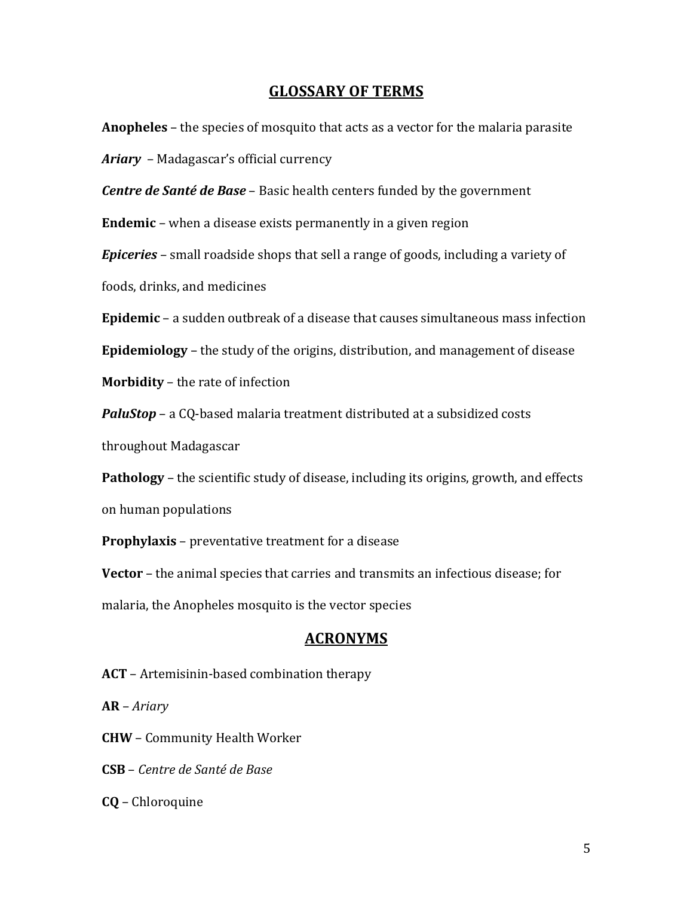## GLOSSARY OF TERMS

**Anopheles** – the species of mosquito that acts as a vector for the malaria parasite

***Ariary*** – Madagascar's official currency

***Centre de Santé de Base*** – Basic health centers funded by the government

**Endemic** – when a disease exists permanently in a given region

***Epiceries*** – small roadside shops that sell a range of goods, including a variety of foods, drinks, and medicines

**Epidemic** – a sudden outbreak of a disease that causes simultaneous mass infection

**Epidemiology** – the study of the origins, distribution, and management of disease

**Morbidity** – the rate of infection

***PaluStop*** – a CQ-based malaria treatment distributed at a subsidized costs throughout Madagascar

**Pathology** – the scientific study of disease, including its origins, growth, and effects on human populations

**Prophylaxis** – preventative treatment for a disease

**Vector** – the animal species that carries and transmits an infectious disease; for malaria, the Anopheles mosquito is the vector species

## ACRONYMS

**ACT** – Artemisinin-based combination therapy

**AR** – *Ariary*

**CHW** – Community Health Worker

**CSB** – *Centre de Santé de Base*

**CQ** – Chloroquine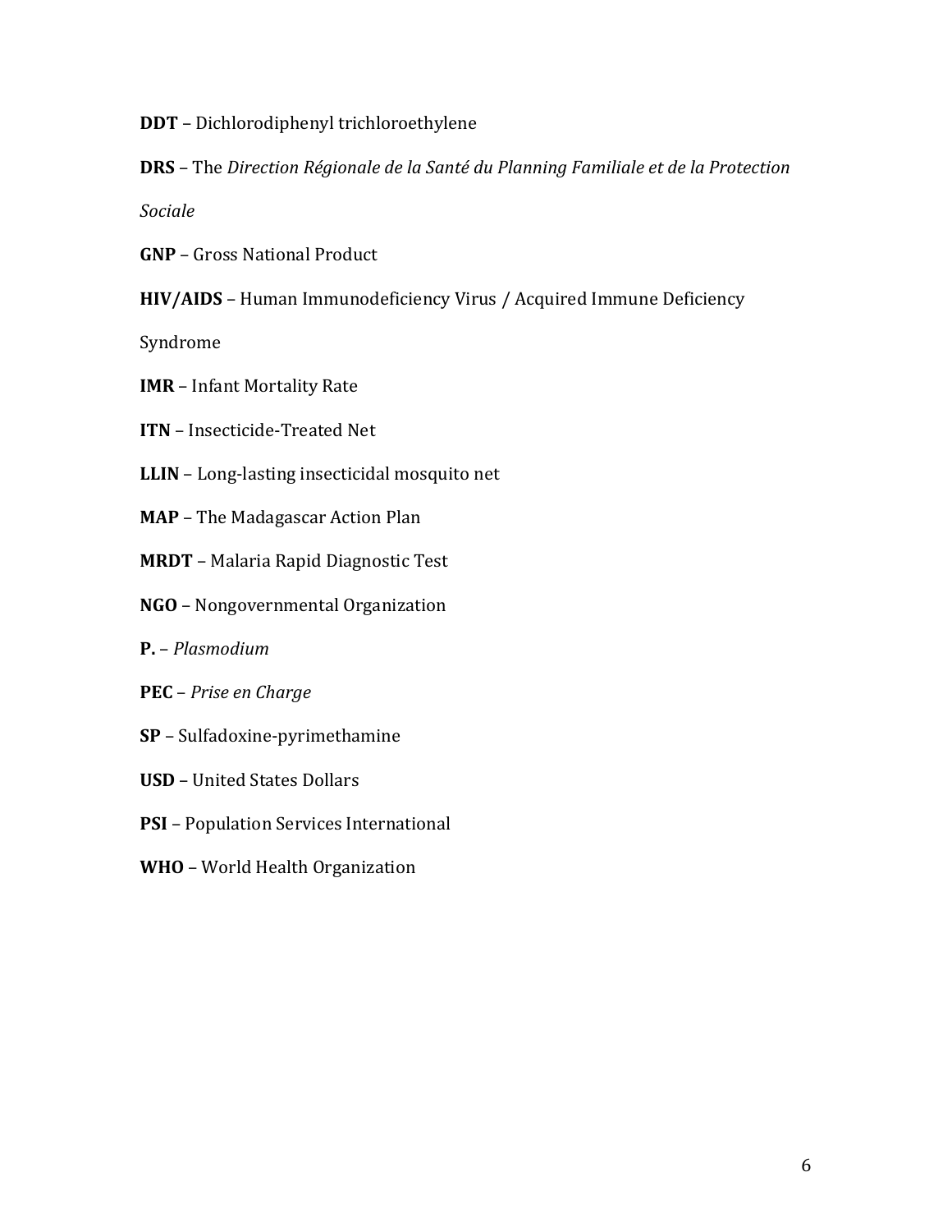**DDT** – Dichlorodiphenyl trichloroethylene

**DRS** – The *Direction Régionale de la Santé du Planning Familiale et de la Protection Sociale*

**GNP** – Gross National Product

**HIV/AIDS** – Human Immunodeficiency Virus / Acquired Immune Deficiency Syndrome

**IMR** – Infant Mortality Rate

**ITN** – Insecticide-Treated Net

**LLIN** – Long-lasting insecticidal mosquito net

**MAP** – The Madagascar Action Plan

**MRDT** – Malaria Rapid Diagnostic Test

**NGO** – Nongovernmental Organization

**P.** – *Plasmodium*

**PEC** – *Prise en Charge*

**SP** – Sulfadoxine-pyrimethamine

**USD** – United States Dollars

**PSI** – Population Services International

**WHO** – World Health Organization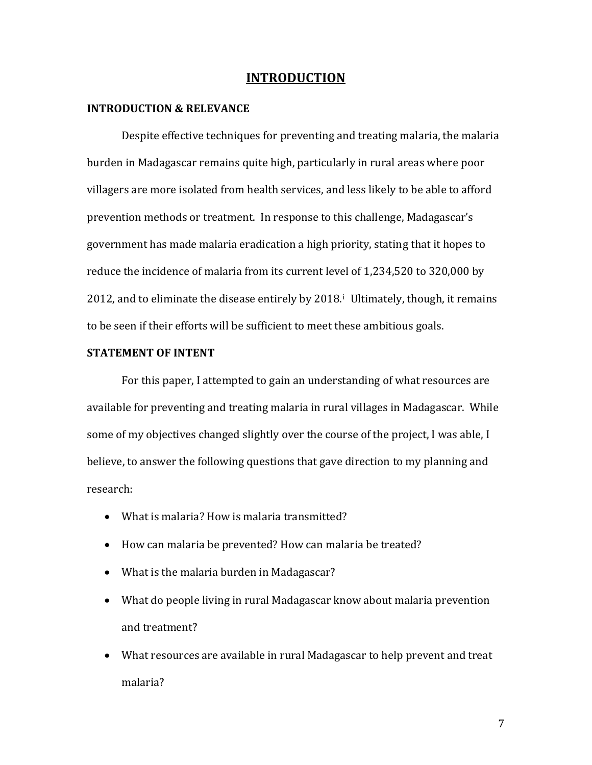# INTRODUCTION

## INTRODUCTION & RELEVANCE

Despite effective techniques for preventing and treating malaria, the malaria burden in Madagascar remains quite high, particularly in rural areas where poor villagers are more isolated from health services, and less likely to be able to afford prevention methods or treatment. In response to this challenge, Madagascar's government has made malaria eradication a high priority, stating that it hopes to reduce the incidence of malaria from its current level of 1,234,520 to 320,000 by 2012, and to eliminate the disease entirely by 2018.[i] Ultimately, though, it remains to be seen if their efforts will be sufficient to meet these ambitious goals.

## STATEMENT OF INTENT

For this paper, I attempted to gain an understanding of what resources are available for preventing and treating malaria in rural villages in Madagascar. While some of my objectives changed slightly over the course of the project, I was able, I believe, to answer the following questions that gave direction to my planning and research:

- What is malaria? How is malaria transmitted?
- How can malaria be prevented? How can malaria be treated?
- What is the malaria burden in Madagascar?
- What do people living in rural Madagascar know about malaria prevention and treatment?
- What resources are available in rural Madagascar to help prevent and treat malaria?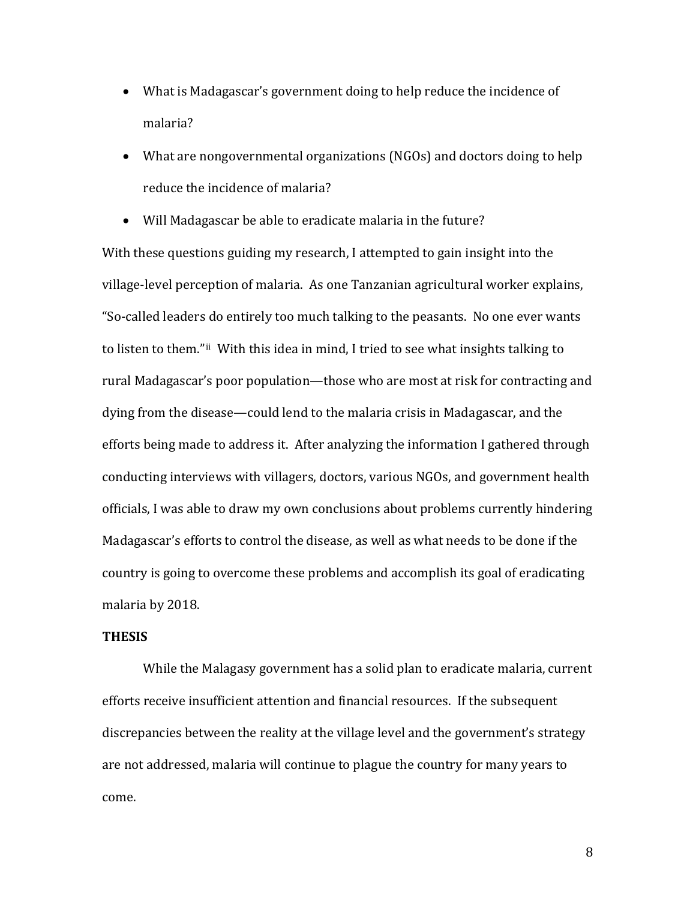- What is Madagascar's government doing to help reduce the incidence of malaria?
- What are nongovernmental organizations (NGOs) and doctors doing to help reduce the incidence of malaria?
- Will Madagascar be able to eradicate malaria in the future?

With these questions guiding my research, I attempted to gain insight into the village-level perception of malaria. As one Tanzanian agricultural worker explains, "So-called leaders do entirely too much talking to the peasants. No one ever wants to listen to them."[ii] With this idea in mind, I tried to see what insights talking to rural Madagascar's poor population—those who are most at risk for contracting and dying from the disease—could lend to the malaria crisis in Madagascar, and the efforts being made to address it. After analyzing the information I gathered through conducting interviews with villagers, doctors, various NGOs, and government health officials, I was able to draw my own conclusions about problems currently hindering Madagascar's efforts to control the disease, as well as what needs to be done if the country is going to overcome these problems and accomplish its goal of eradicating malaria by 2018.

**THESIS**

While the Malagasy government has a solid plan to eradicate malaria, current efforts receive insufficient attention and financial resources. If the subsequent discrepancies between the reality at the village level and the government's strategy are not addressed, malaria will continue to plague the country for many years to come.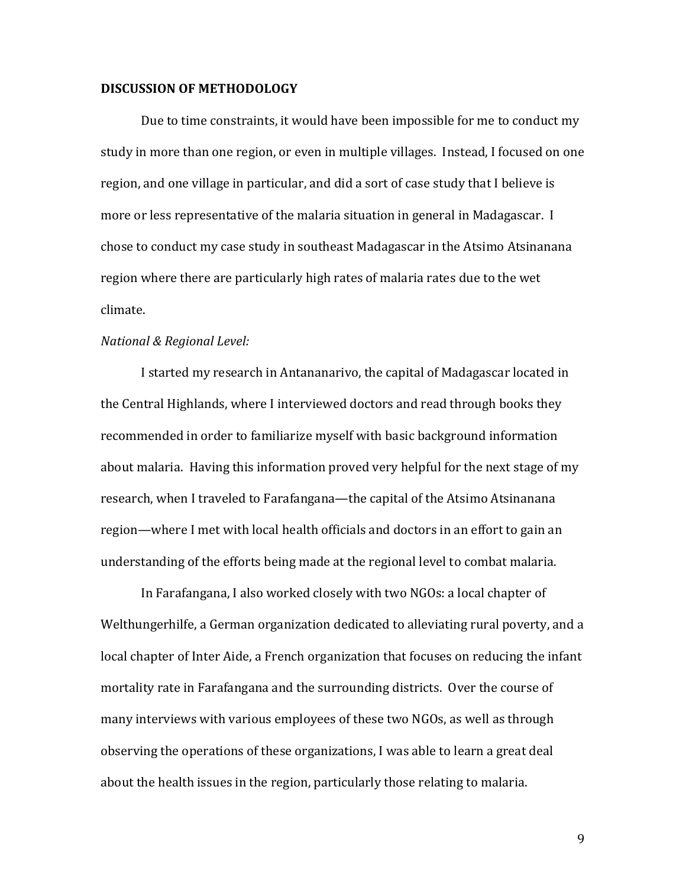## DISCUSSION OF METHODOLOGY

Due to time constraints, it would have been impossible for me to conduct my study in more than one region, or even in multiple villages. Instead, I focused on one region, and one village in particular, and did a sort of case study that I believe is more or less representative of the malaria situation in general in Madagascar. I chose to conduct my case study in southeast Madagascar in the Atsimo Atsinanana region where there are particularly high rates of malaria rates due to the wet climate.

*National & Regional Level:*

I started my research in Antananarivo, the capital of Madagascar located in the Central Highlands, where I interviewed doctors and read through books they recommended in order to familiarize myself with basic background information about malaria. Having this information proved very helpful for the next stage of my research, when I traveled to Farafangana—the capital of the Atsimo Atsinanana region—where I met with local health officials and doctors in an effort to gain an understanding of the efforts being made at the regional level to combat malaria.

In Farafangana, I also worked closely with two NGOs: a local chapter of Welthungerhilfe, a German organization dedicated to alleviating rural poverty, and a local chapter of Inter Aide, a French organization that focuses on reducing the infant mortality rate in Farafangana and the surrounding districts. Over the course of many interviews with various employees of these two NGOs, as well as through observing the operations of these organizations, I was able to learn a great deal about the health issues in the region, particularly those relating to malaria.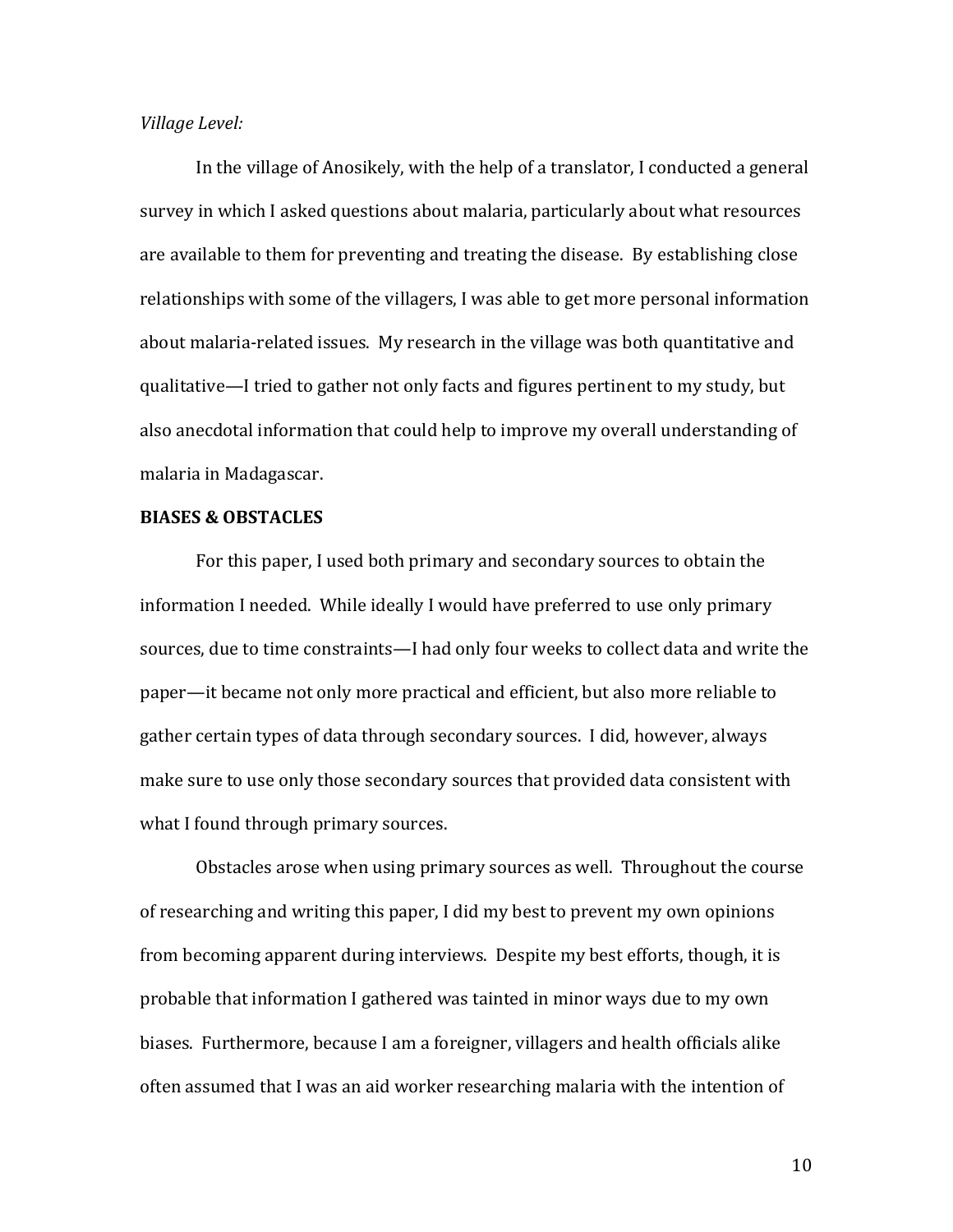*Village Level:*

In the village of Anosikely, with the help of a translator, I conducted a general survey in which I asked questions about malaria, particularly about what resources are available to them for preventing and treating the disease. By establishing close relationships with some of the villagers, I was able to get more personal information about malaria-related issues. My research in the village was both quantitative and qualitative—I tried to gather not only facts and figures pertinent to my study, but also anecdotal information that could help to improve my overall understanding of malaria in Madagascar.

**BIASES & OBSTACLES**

For this paper, I used both primary and secondary sources to obtain the information I needed. While ideally I would have preferred to use only primary sources, due to time constraints—I had only four weeks to collect data and write the paper—it became not only more practical and efficient, but also more reliable to gather certain types of data through secondary sources. I did, however, always make sure to use only those secondary sources that provided data consistent with what I found through primary sources.

Obstacles arose when using primary sources as well. Throughout the course of researching and writing this paper, I did my best to prevent my own opinions from becoming apparent during interviews. Despite my best efforts, though, it is probable that information I gathered was tainted in minor ways due to my own biases. Furthermore, because I am a foreigner, villagers and health officials alike often assumed that I was an aid worker researching malaria with the intention of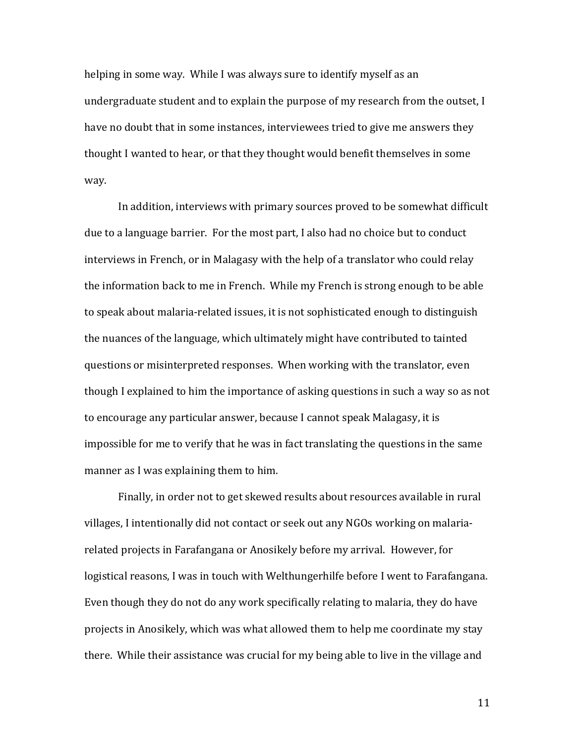helping in some way. While I was always sure to identify myself as an undergraduate student and to explain the purpose of my research from the outset, I have no doubt that in some instances, interviewees tried to give me answers they thought I wanted to hear, or that they thought would benefit themselves in some way.

In addition, interviews with primary sources proved to be somewhat difficult due to a language barrier. For the most part, I also had no choice but to conduct interviews in French, or in Malagasy with the help of a translator who could relay the information back to me in French. While my French is strong enough to be able to speak about malaria-related issues, it is not sophisticated enough to distinguish the nuances of the language, which ultimately might have contributed to tainted questions or misinterpreted responses. When working with the translator, even though I explained to him the importance of asking questions in such a way so as not to encourage any particular answer, because I cannot speak Malagasy, it is impossible for me to verify that he was in fact translating the questions in the same manner as I was explaining them to him.

Finally, in order not to get skewed results about resources available in rural villages, I intentionally did not contact or seek out any NGOs working on malaria-related projects in Farafangana or Anosikely before my arrival. However, for logistical reasons, I was in touch with Welthungerhilfe before I went to Farafangana. Even though they do not do any work specifically relating to malaria, they do have projects in Anosikely, which was what allowed them to help me coordinate my stay there. While their assistance was crucial for my being able to live in the village and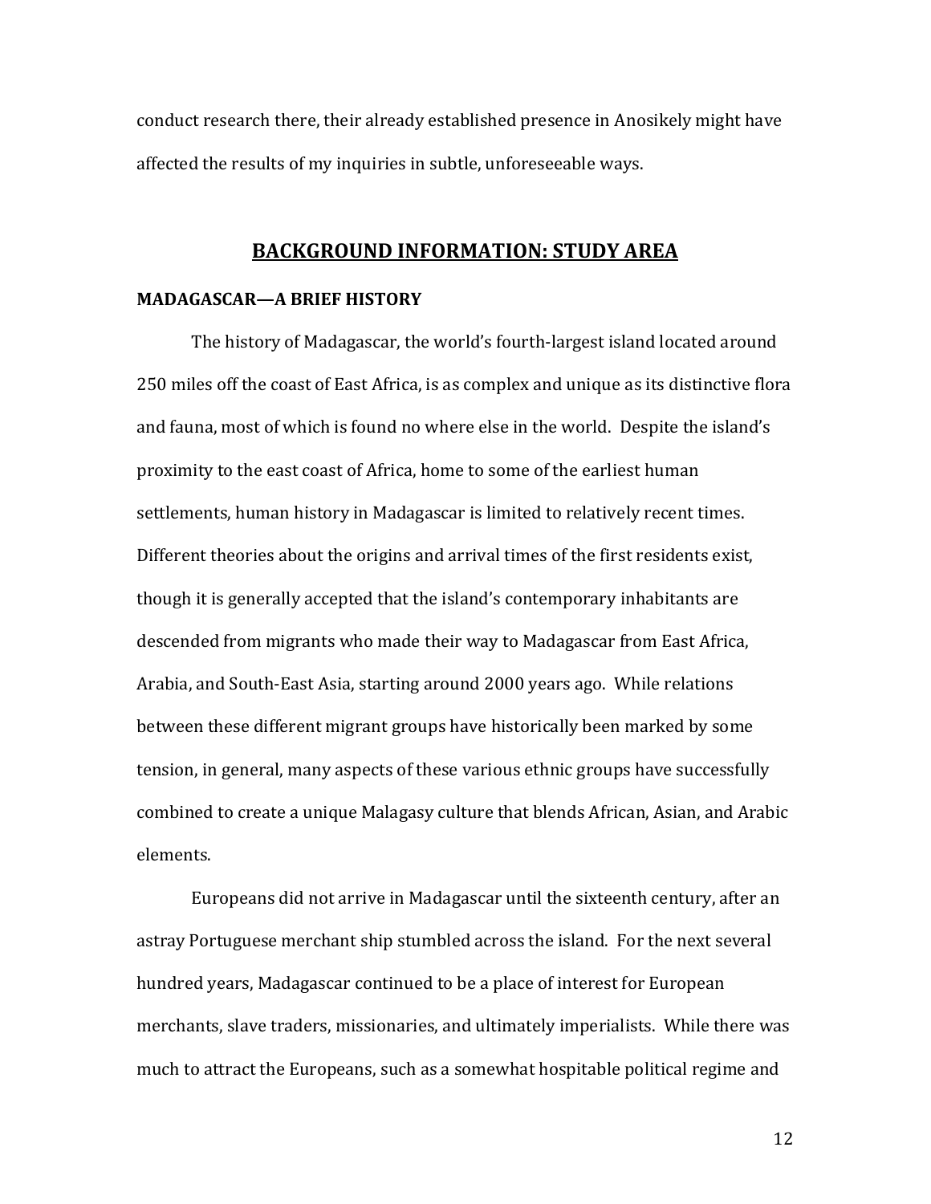conduct research there, their already established presence in Anosikely might have affected the results of my inquiries in subtle, unforeseeable ways.

## BACKGROUND INFORMATION: STUDY AREA

### MADAGASCAR—A BRIEF HISTORY

The history of Madagascar, the world's fourth-largest island located around 250 miles off the coast of East Africa, is as complex and unique as its distinctive flora and fauna, most of which is found no where else in the world. Despite the island's proximity to the east coast of Africa, home to some of the earliest human settlements, human history in Madagascar is limited to relatively recent times. Different theories about the origins and arrival times of the first residents exist, though it is generally accepted that the island's contemporary inhabitants are descended from migrants who made their way to Madagascar from East Africa, Arabia, and South-East Asia, starting around 2000 years ago. While relations between these different migrant groups have historically been marked by some tension, in general, many aspects of these various ethnic groups have successfully combined to create a unique Malagasy culture that blends African, Asian, and Arabic elements.

Europeans did not arrive in Madagascar until the sixteenth century, after an astray Portuguese merchant ship stumbled across the island. For the next several hundred years, Madagascar continued to be a place of interest for European merchants, slave traders, missionaries, and ultimately imperialists. While there was much to attract the Europeans, such as a somewhat hospitable political regime and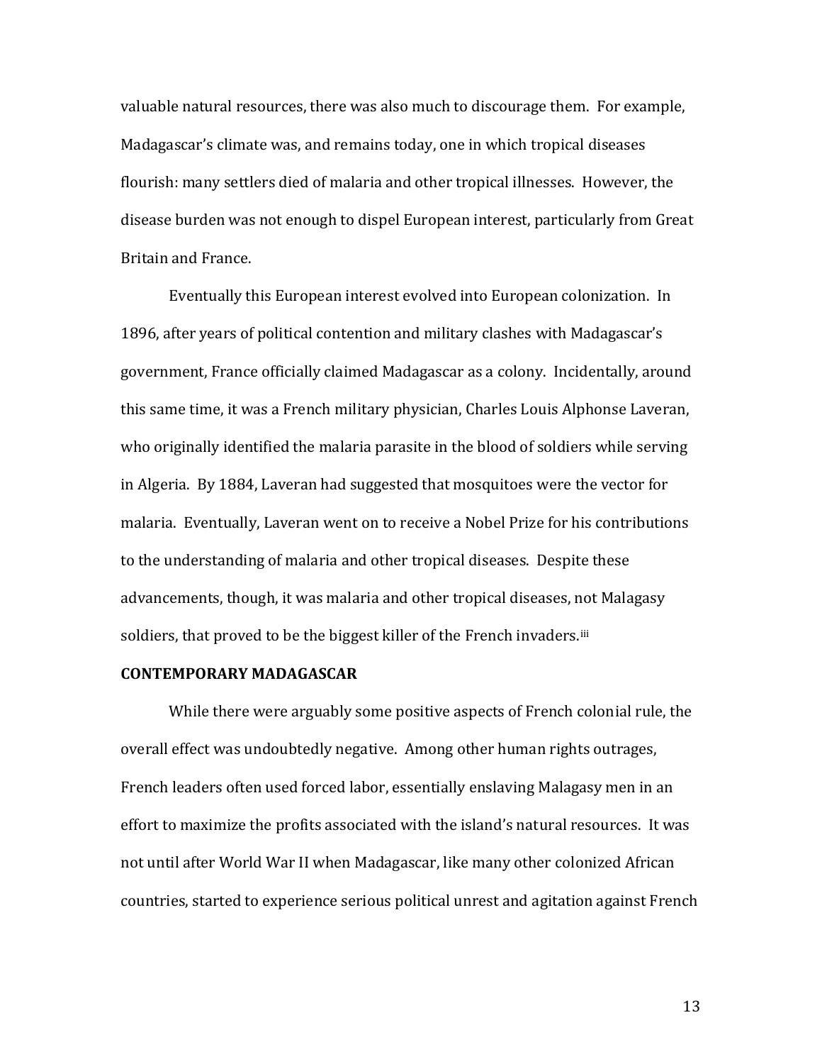valuable natural resources, there was also much to discourage them. For example, Madagascar's climate was, and remains today, one in which tropical diseases flourish: many settlers died of malaria and other tropical illnesses. However, the disease burden was not enough to dispel European interest, particularly from Great Britain and France.

Eventually this European interest evolved into European colonization. In 1896, after years of political contention and military clashes with Madagascar's government, France officially claimed Madagascar as a colony. Incidentally, around this same time, it was a French military physician, Charles Louis Alphonse Laveran, who originally identified the malaria parasite in the blood of soldiers while serving in Algeria. By 1884, Laveran had suggested that mosquitoes were the vector for malaria. Eventually, Laveran went on to receive a Nobel Prize for his contributions to the understanding of malaria and other tropical diseases. Despite these advancements, though, it was malaria and other tropical diseases, not Malagasy soldiers, that proved to be the biggest killer of the French invaders.[iii]

**CONTEMPORARY MADAGASCAR**

While there were arguably some positive aspects of French colonial rule, the overall effect was undoubtedly negative. Among other human rights outrages, French leaders often used forced labor, essentially enslaving Malagasy men in an effort to maximize the profits associated with the island's natural resources. It was not until after World War II when Madagascar, like many other colonized African countries, started to experience serious political unrest and agitation against French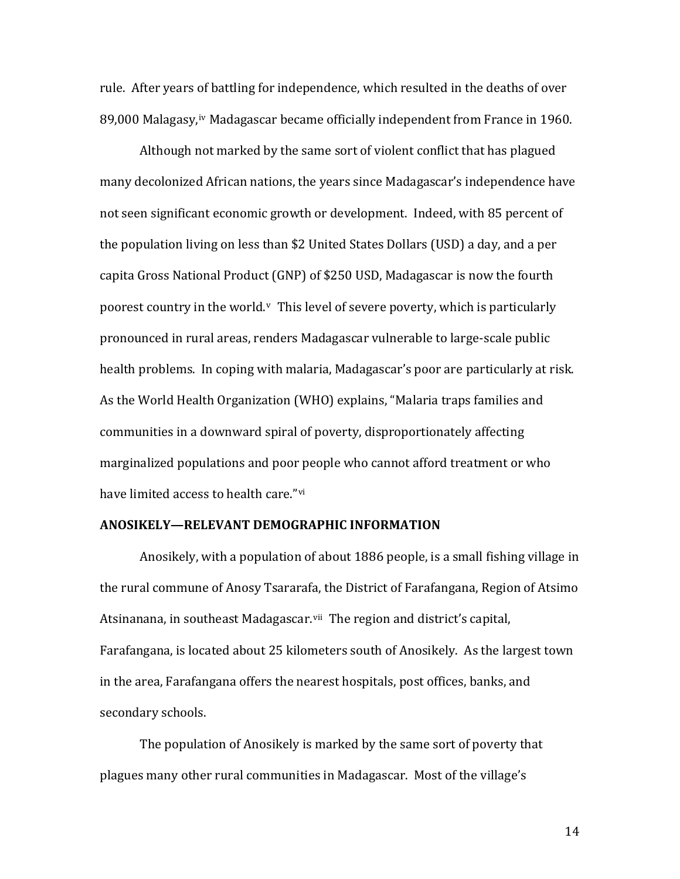rule. After years of battling for independence, which resulted in the deaths of over 89,000 Malagasy,[iv] Madagascar became officially independent from France in 1960.

Although not marked by the same sort of violent conflict that has plagued many decolonized African nations, the years since Madagascar's independence have not seen significant economic growth or development. Indeed, with 85 percent of the population living on less than $2 United States Dollars (USD) a day, and a per capita Gross National Product (GNP) of $250 USD, Madagascar is now the fourth poorest country in the world.[v] This level of severe poverty, which is particularly pronounced in rural areas, renders Madagascar vulnerable to large-scale public health problems. In coping with malaria, Madagascar's poor are particularly at risk. As the World Health Organization (WHO) explains, "Malaria traps families and communities in a downward spiral of poverty, disproportionately affecting marginalized populations and poor people who cannot afford treatment or who have limited access to health care."[vi]

## ANOSIKELY—RELEVANT DEMOGRAPHIC INFORMATION

Anosikely, with a population of about 1886 people, is a small fishing village in the rural commune of Anosy Tsararafa, the District of Farafangana, Region of Atsimo Atsinanana, in southeast Madagascar.[vii] The region and district's capital, Farafangana, is located about 25 kilometers south of Anosikely. As the largest town in the area, Farafangana offers the nearest hospitals, post offices, banks, and secondary schools.

The population of Anosikely is marked by the same sort of poverty that plagues many other rural communities in Madagascar. Most of the village's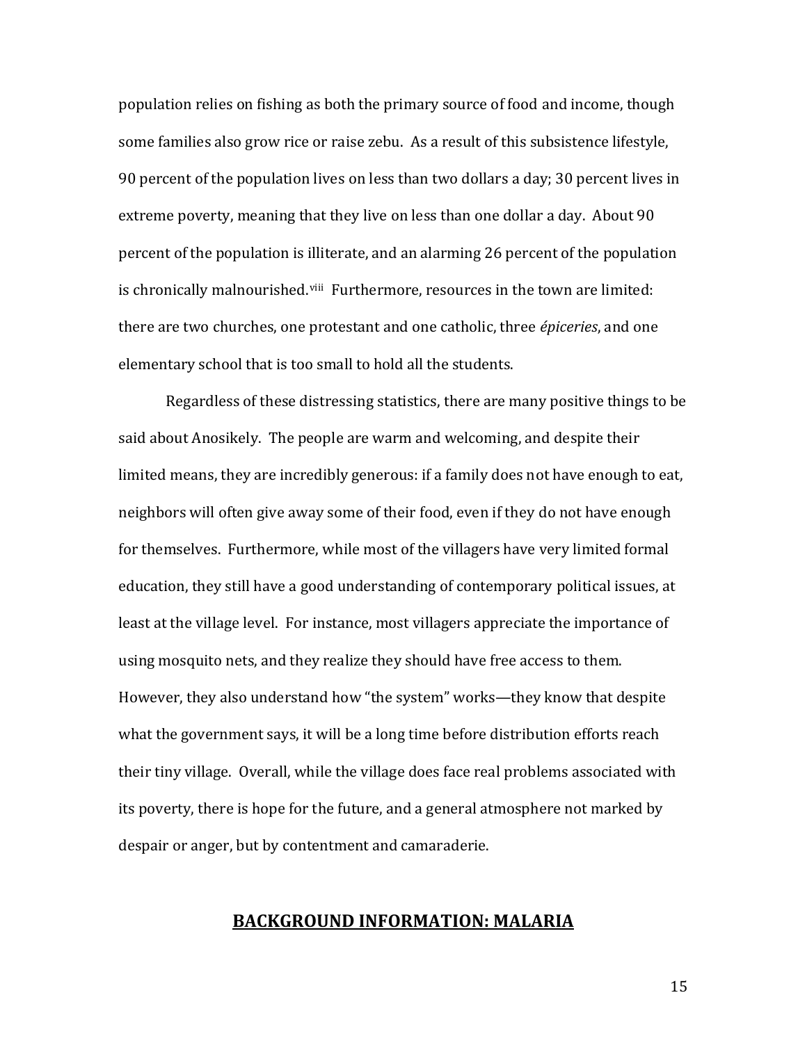population relies on fishing as both the primary source of food and income, though some families also grow rice or raise zebu. As a result of this subsistence lifestyle, 90 percent of the population lives on less than two dollars a day; 30 percent lives in extreme poverty, meaning that they live on less than one dollar a day. About 90 percent of the population is illiterate, and an alarming 26 percent of the population is chronically malnourished.[viii] Furthermore, resources in the town are limited: there are two churches, one protestant and one catholic, three *épiceries*, and one elementary school that is too small to hold all the students.

Regardless of these distressing statistics, there are many positive things to be said about Anosikely. The people are warm and welcoming, and despite their limited means, they are incredibly generous: if a family does not have enough to eat, neighbors will often give away some of their food, even if they do not have enough for themselves. Furthermore, while most of the villagers have very limited formal education, they still have a good understanding of contemporary political issues, at least at the village level. For instance, most villagers appreciate the importance of using mosquito nets, and they realize they should have free access to them. However, they also understand how "the system" works—they know that despite what the government says, it will be a long time before distribution efforts reach their tiny village. Overall, while the village does face real problems associated with its poverty, there is hope for the future, and a general atmosphere not marked by despair or anger, but by contentment and camaraderie.

## BACKGROUND INFORMATION: MALARIA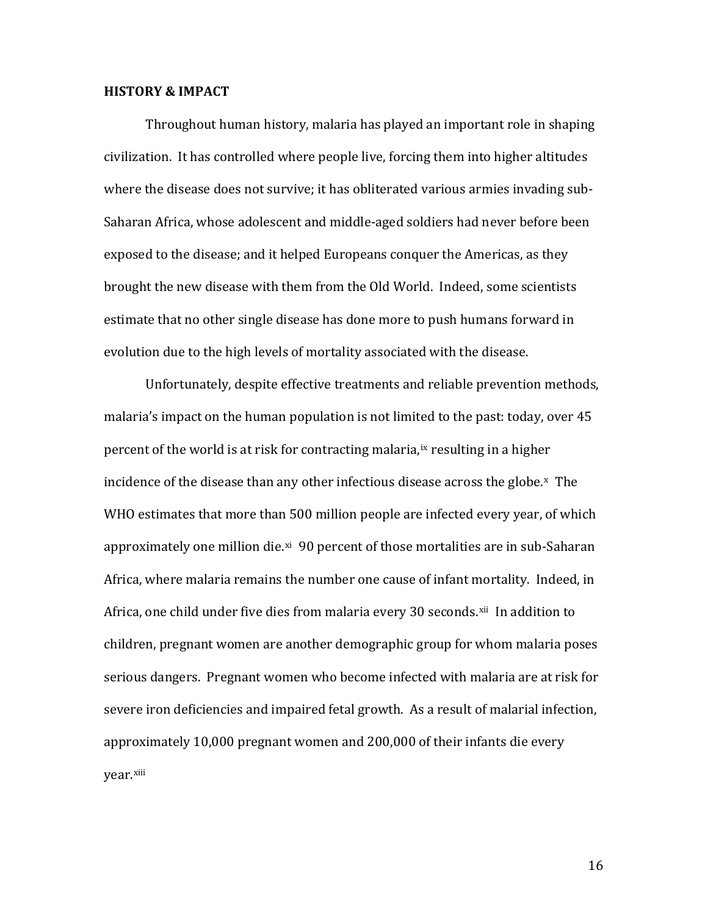**HISTORY & IMPACT**

Throughout human history, malaria has played an important role in shaping civilization. It has controlled where people live, forcing them into higher altitudes where the disease does not survive; it has obliterated various armies invading sub-Saharan Africa, whose adolescent and middle-aged soldiers had never before been exposed to the disease; and it helped Europeans conquer the Americas, as they brought the new disease with them from the Old World. Indeed, some scientists estimate that no other single disease has done more to push humans forward in evolution due to the high levels of mortality associated with the disease.

Unfortunately, despite effective treatments and reliable prevention methods, malaria's impact on the human population is not limited to the past: today, over 45 percent of the world is at risk for contracting malaria,[ix] resulting in a higher incidence of the disease than any other infectious disease across the globe.[x] The WHO estimates that more than 500 million people are infected every year, of which approximately one million die.[xi] 90 percent of those mortalities are in sub-Saharan Africa, where malaria remains the number one cause of infant mortality. Indeed, in Africa, one child under five dies from malaria every 30 seconds.[xii] In addition to children, pregnant women are another demographic group for whom malaria poses serious dangers. Pregnant women who become infected with malaria are at risk for severe iron deficiencies and impaired fetal growth. As a result of malarial infection, approximately 10,000 pregnant women and 200,000 of their infants die every year.[xiii]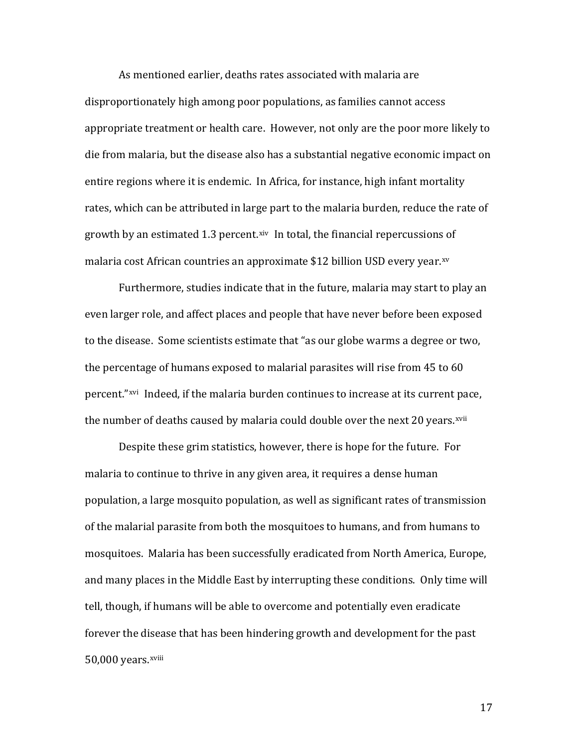As mentioned earlier, deaths rates associated with malaria are disproportionately high among poor populations, as families cannot access appropriate treatment or health care. However, not only are the poor more likely to die from malaria, but the disease also has a substantial negative economic impact on entire regions where it is endemic. In Africa, for instance, high infant mortality rates, which can be attributed in large part to the malaria burden, reduce the rate of growth by an estimated 1.3 percent.[xiv] In total, the financial repercussions of malaria cost African countries an approximate $12 billion USD every year.[xv]

Furthermore, studies indicate that in the future, malaria may start to play an even larger role, and affect places and people that have never before been exposed to the disease. Some scientists estimate that "as our globe warms a degree or two, the percentage of humans exposed to malarial parasites will rise from 45 to 60 percent."[xvi] Indeed, if the malaria burden continues to increase at its current pace, the number of deaths caused by malaria could double over the next 20 years.[xvii]

Despite these grim statistics, however, there is hope for the future. For malaria to continue to thrive in any given area, it requires a dense human population, a large mosquito population, as well as significant rates of transmission of the malarial parasite from both the mosquitoes to humans, and from humans to mosquitoes. Malaria has been successfully eradicated from North America, Europe, and many places in the Middle East by interrupting these conditions. Only time will tell, though, if humans will be able to overcome and potentially even eradicate forever the disease that has been hindering growth and development for the past 50,000 years.[xviii]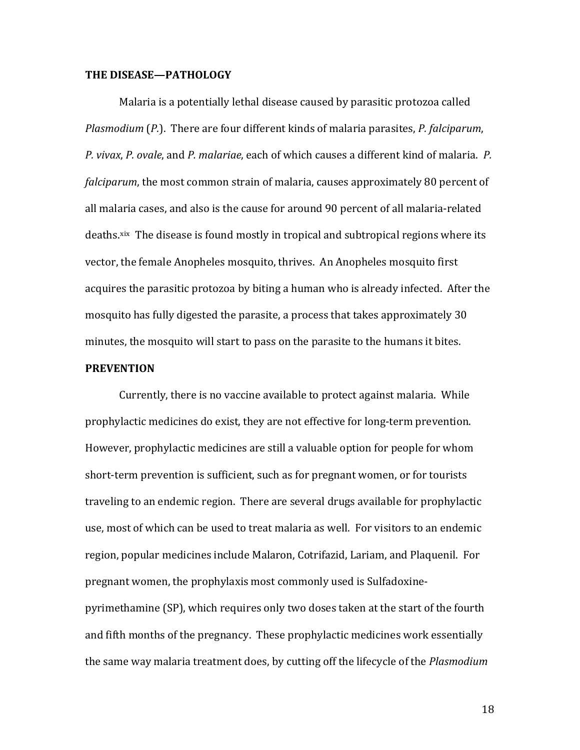## THE DISEASE—PATHOLOGY

Malaria is a potentially lethal disease caused by parasitic protozoa called *Plasmodium* (*P.*). There are four different kinds of malaria parasites, *P. falciparum*, *P. vivax*, *P. ovale*, and *P. malariae*, each of which causes a different kind of malaria. *P. falciparum*, the most common strain of malaria, causes approximately 80 percent of all malaria cases, and also is the cause for around 90 percent of all malaria-related deaths.[xix] The disease is found mostly in tropical and subtropical regions where its vector, the female Anopheles mosquito, thrives. An Anopheles mosquito first acquires the parasitic protozoa by biting a human who is already infected. After the mosquito has fully digested the parasite, a process that takes approximately 30 minutes, the mosquito will start to pass on the parasite to the humans it bites.

## PREVENTION

Currently, there is no vaccine available to protect against malaria. While prophylactic medicines do exist, they are not effective for long-term prevention. However, prophylactic medicines are still a valuable option for people for whom short-term prevention is sufficient, such as for pregnant women, or for tourists traveling to an endemic region. There are several drugs available for prophylactic use, most of which can be used to treat malaria as well. For visitors to an endemic region, popular medicines include Malaron, Cotrifazid, Lariam, and Plaquenil. For pregnant women, the prophylaxis most commonly used is Sulfadoxine-pyrimethamine (SP), which requires only two doses taken at the start of the fourth and fifth months of the pregnancy. These prophylactic medicines work essentially the same way malaria treatment does, by cutting off the lifecycle of the *Plasmodium*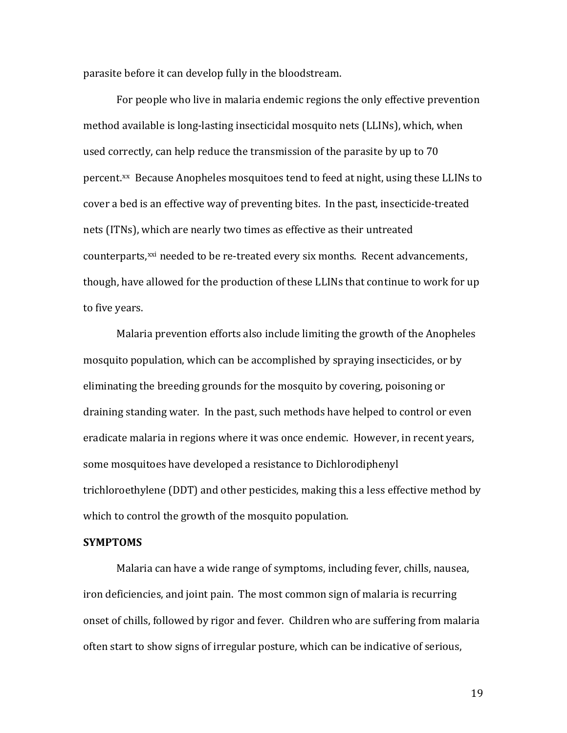parasite before it can develop fully in the bloodstream.

For people who live in malaria endemic regions the only effective prevention method available is long-lasting insecticidal mosquito nets (LLINs), which, when used correctly, can help reduce the transmission of the parasite by up to 70 percent.[xx] Because Anopheles mosquitoes tend to feed at night, using these LLINs to cover a bed is an effective way of preventing bites. In the past, insecticide-treated nets (ITNs), which are nearly two times as effective as their untreated counterparts,[xxi] needed to be re-treated every six months. Recent advancements, though, have allowed for the production of these LLINs that continue to work for up to five years.

Malaria prevention efforts also include limiting the growth of the Anopheles mosquito population, which can be accomplished by spraying insecticides, or by eliminating the breeding grounds for the mosquito by covering, poisoning or draining standing water. In the past, such methods have helped to control or even eradicate malaria in regions where it was once endemic. However, in recent years, some mosquitoes have developed a resistance to Dichlorodiphenyl trichloroethylene (DDT) and other pesticides, making this a less effective method by which to control the growth of the mosquito population.

**SYMPTOMS**

Malaria can have a wide range of symptoms, including fever, chills, nausea, iron deficiencies, and joint pain. The most common sign of malaria is recurring onset of chills, followed by rigor and fever. Children who are suffering from malaria often start to show signs of irregular posture, which can be indicative of serious,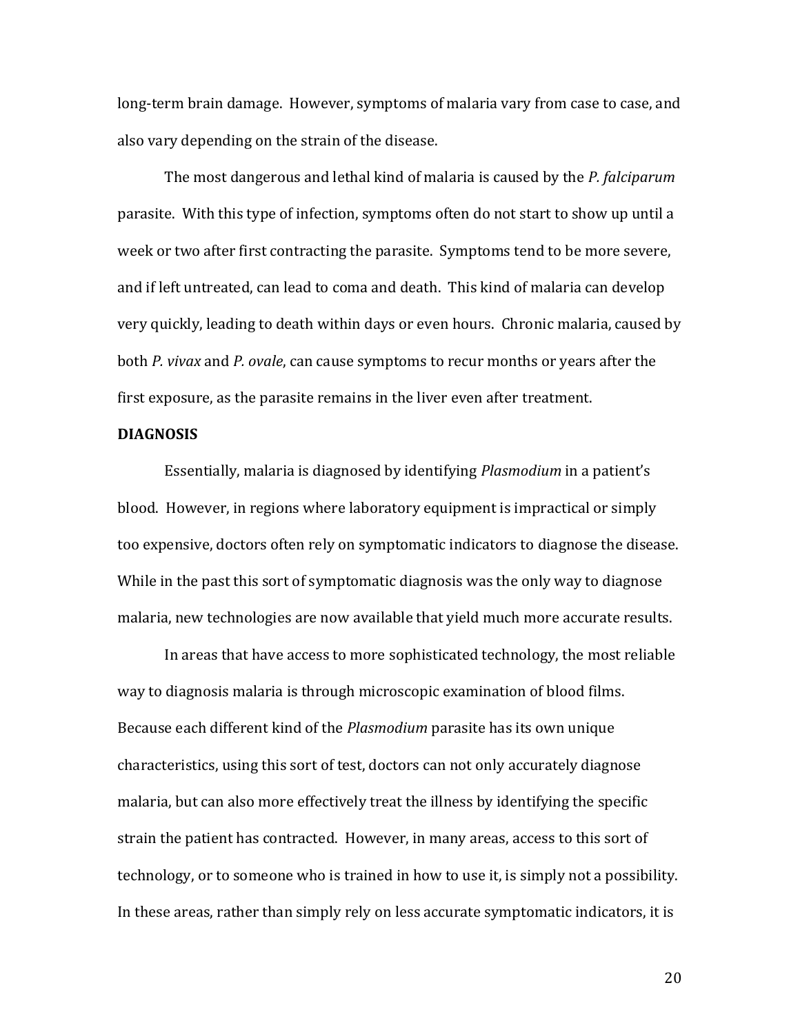long-term brain damage. However, symptoms of malaria vary from case to case, and also vary depending on the strain of the disease.

The most dangerous and lethal kind of malaria is caused by the *P. falciparum* parasite. With this type of infection, symptoms often do not start to show up until a week or two after first contracting the parasite. Symptoms tend to be more severe, and if left untreated, can lead to coma and death. This kind of malaria can develop very quickly, leading to death within days or even hours. Chronic malaria, caused by both *P. vivax* and *P. ovale*, can cause symptoms to recur months or years after the first exposure, as the parasite remains in the liver even after treatment.

**DIAGNOSIS**

Essentially, malaria is diagnosed by identifying *Plasmodium* in a patient's blood. However, in regions where laboratory equipment is impractical or simply too expensive, doctors often rely on symptomatic indicators to diagnose the disease. While in the past this sort of symptomatic diagnosis was the only way to diagnose malaria, new technologies are now available that yield much more accurate results.

In areas that have access to more sophisticated technology, the most reliable way to diagnosis malaria is through microscopic examination of blood films. Because each different kind of the *Plasmodium* parasite has its own unique characteristics, using this sort of test, doctors can not only accurately diagnose malaria, but can also more effectively treat the illness by identifying the specific strain the patient has contracted. However, in many areas, access to this sort of technology, or to someone who is trained in how to use it, is simply not a possibility. In these areas, rather than simply rely on less accurate symptomatic indicators, it is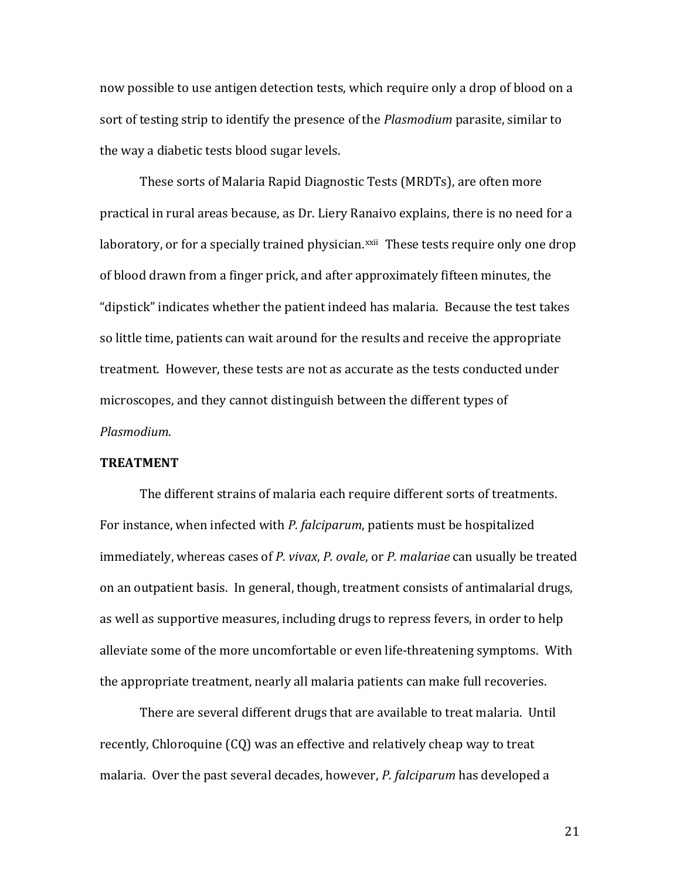now possible to use antigen detection tests, which require only a drop of blood on a sort of testing strip to identify the presence of the *Plasmodium* parasite, similar to the way a diabetic tests blood sugar levels.

These sorts of Malaria Rapid Diagnostic Tests (MRDTs), are often more practical in rural areas because, as Dr. Liery Ranaivo explains, there is no need for a laboratory, or for a specially trained physician.[xxii] These tests require only one drop of blood drawn from a finger prick, and after approximately fifteen minutes, the "dipstick" indicates whether the patient indeed has malaria. Because the test takes so little time, patients can wait around for the results and receive the appropriate treatment. However, these tests are not as accurate as the tests conducted under microscopes, and they cannot distinguish between the different types of *Plasmodium*.

**TREATMENT**

The different strains of malaria each require different sorts of treatments. For instance, when infected with *P. falciparum*, patients must be hospitalized immediately, whereas cases of *P. vivax*, *P. ovale*, or *P. malariae* can usually be treated on an outpatient basis. In general, though, treatment consists of antimalarial drugs, as well as supportive measures, including drugs to repress fevers, in order to help alleviate some of the more uncomfortable or even life-threatening symptoms. With the appropriate treatment, nearly all malaria patients can make full recoveries.

There are several different drugs that are available to treat malaria. Until recently, Chloroquine (CQ) was an effective and relatively cheap way to treat malaria. Over the past several decades, however, *P. falciparum* has developed a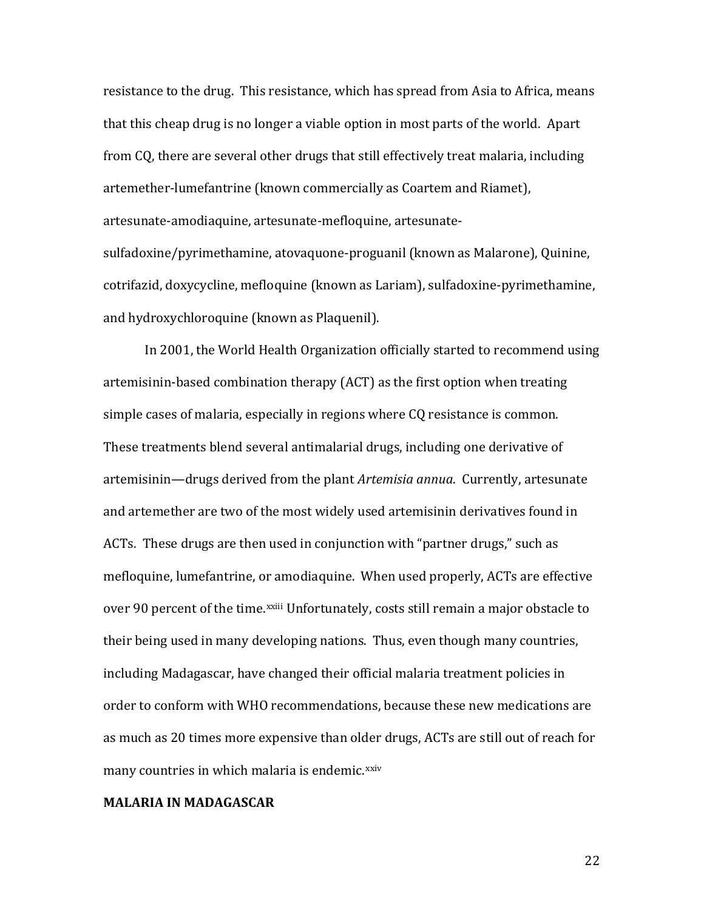resistance to the drug. This resistance, which has spread from Asia to Africa, means that this cheap drug is no longer a viable option in most parts of the world. Apart from CQ, there are several other drugs that still effectively treat malaria, including artemether-lumefantrine (known commercially as Coartem and Riamet), artesunate-amodiaquine, artesunate-mefloquine, artesunate-sulfadoxine/pyrimethamine, atovaquone-proguanil (known as Malarone), Quinine, cotrifazid, doxycycline, mefloquine (known as Lariam), sulfadoxine-pyrimethamine, and hydroxychloroquine (known as Plaquenil).

In 2001, the World Health Organization officially started to recommend using artemisinin-based combination therapy (ACT) as the first option when treating simple cases of malaria, especially in regions where CQ resistance is common. These treatments blend several antimalarial drugs, including one derivative of artemisinin—drugs derived from the plant *Artemisia annua*. Currently, artesunate and artemether are two of the most widely used artemisinin derivatives found in ACTs. These drugs are then used in conjunction with "partner drugs," such as mefloquine, lumefantrine, or amodiaquine. When used properly, ACTs are effective over 90 percent of the time.[xxiii] Unfortunately, costs still remain a major obstacle to their being used in many developing nations. Thus, even though many countries, including Madagascar, have changed their official malaria treatment policies in order to conform with WHO recommendations, because these new medications are as much as 20 times more expensive than older drugs, ACTs are still out of reach for many countries in which malaria is endemic.[xxiv]

**MALARIA IN MADAGASCAR**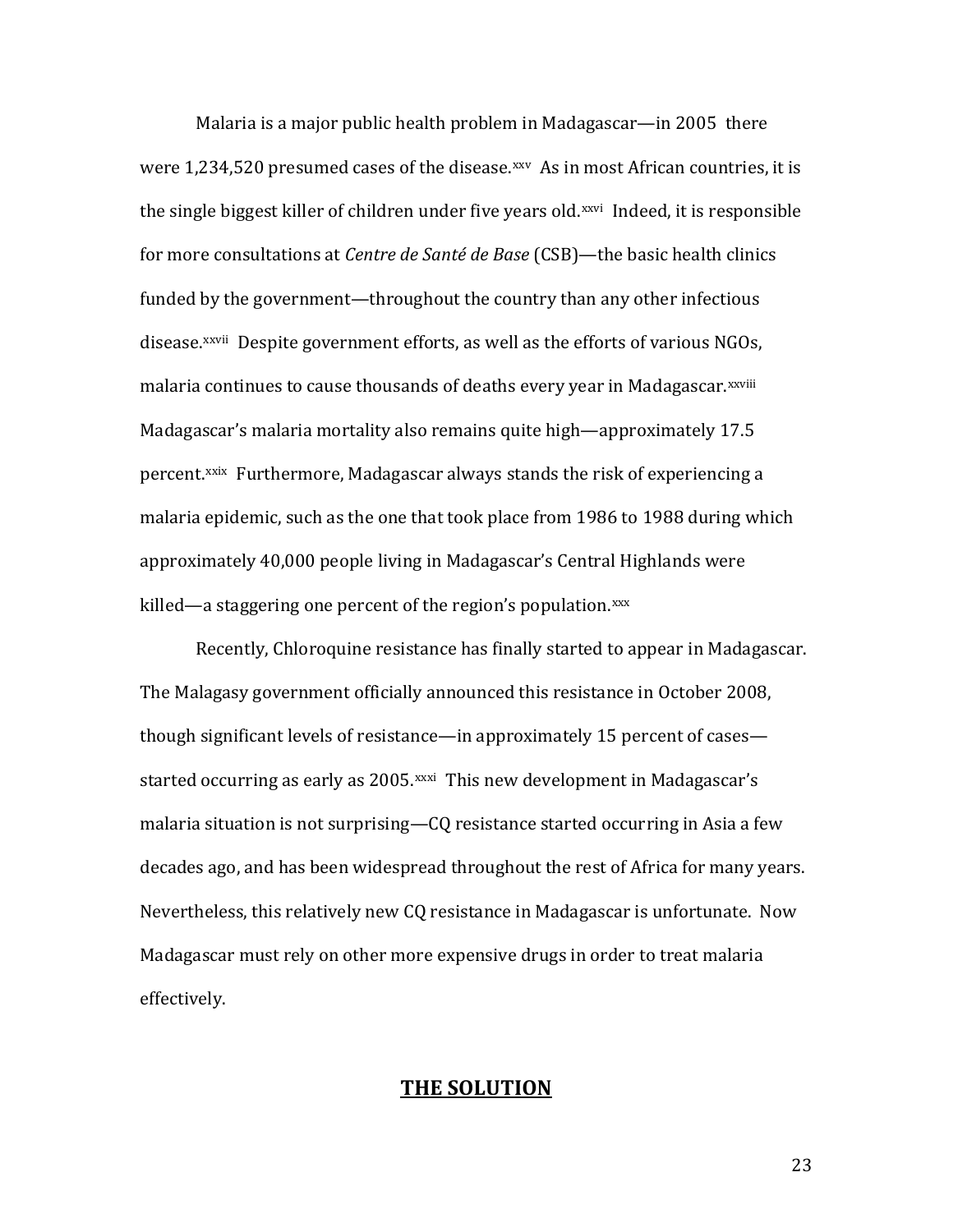Malaria is a major public health problem in Madagascar—in 2005 there were 1,234,520 presumed cases of the disease.[xxv] As in most African countries, it is the single biggest killer of children under five years old.[xxvi] Indeed, it is responsible for more consultations at *Centre de Santé de Base* (CSB)—the basic health clinics funded by the government—throughout the country than any other infectious disease.[xxvii] Despite government efforts, as well as the efforts of various NGOs, malaria continues to cause thousands of deaths every year in Madagascar.[xxviii] Madagascar's malaria mortality also remains quite high—approximately 17.5 percent.[xxix] Furthermore, Madagascar always stands the risk of experiencing a malaria epidemic, such as the one that took place from 1986 to 1988 during which approximately 40,000 people living in Madagascar's Central Highlands were killed—a staggering one percent of the region's population.[xxx]

Recently, Chloroquine resistance has finally started to appear in Madagascar. The Malagasy government officially announced this resistance in October 2008, though significant levels of resistance—in approximately 15 percent of cases—started occurring as early as 2005.[xxxi] This new development in Madagascar's malaria situation is not surprising—CQ resistance started occurring in Asia a few decades ago, and has been widespread throughout the rest of Africa for many years. Nevertheless, this relatively new CQ resistance in Madagascar is unfortunate. Now Madagascar must rely on other more expensive drugs in order to treat malaria effectively.

## THE SOLUTION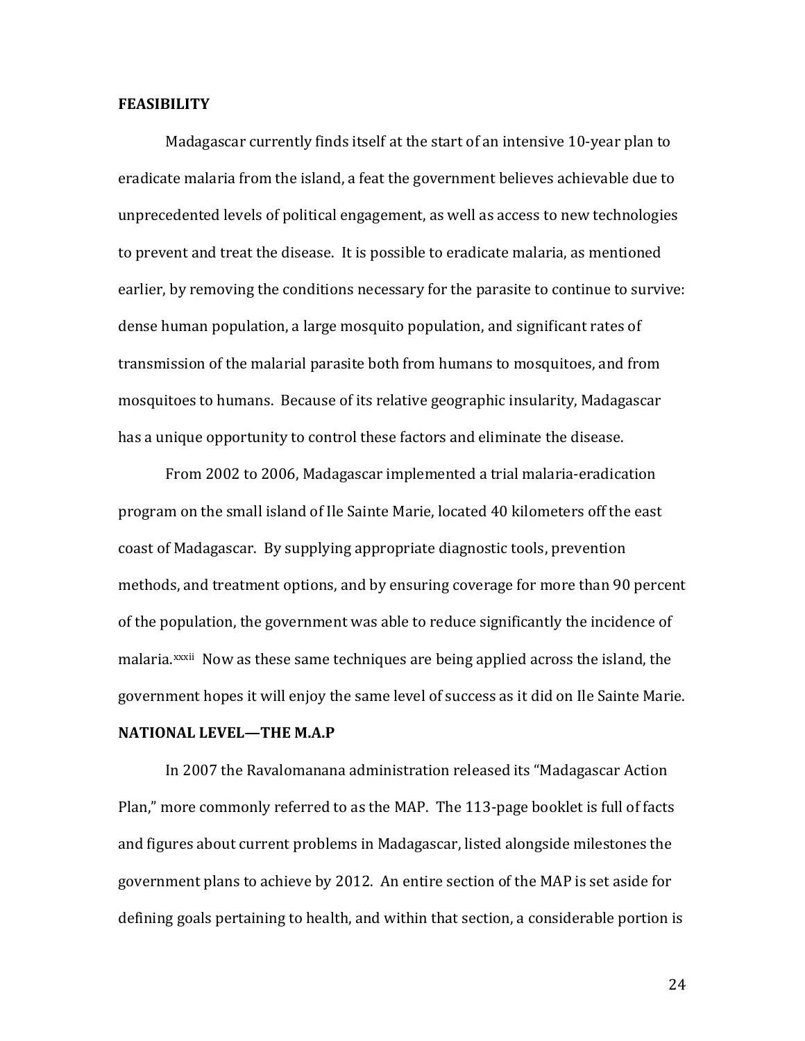## FEASIBILITY

Madagascar currently finds itself at the start of an intensive 10-year plan to eradicate malaria from the island, a feat the government believes achievable due to unprecedented levels of political engagement, as well as access to new technologies to prevent and treat the disease. It is possible to eradicate malaria, as mentioned earlier, by removing the conditions necessary for the parasite to continue to survive: dense human population, a large mosquito population, and significant rates of transmission of the malarial parasite both from humans to mosquitoes, and from mosquitoes to humans. Because of its relative geographic insularity, Madagascar has a unique opportunity to control these factors and eliminate the disease.

From 2002 to 2006, Madagascar implemented a trial malaria-eradication program on the small island of Ile Sainte Marie, located 40 kilometers off the east coast of Madagascar. By supplying appropriate diagnostic tools, prevention methods, and treatment options, and by ensuring coverage for more than 90 percent of the population, the government was able to reduce significantly the incidence of malaria.[xxxii] Now as these same techniques are being applied across the island, the government hopes it will enjoy the same level of success as it did on Ile Sainte Marie.

## NATIONAL LEVEL—THE M.A.P

In 2007 the Ravalomanana administration released its "Madagascar Action Plan," more commonly referred to as the MAP. The 113-page booklet is full of facts and figures about current problems in Madagascar, listed alongside milestones the government plans to achieve by 2012. An entire section of the MAP is set aside for defining goals pertaining to health, and within that section, a considerable portion is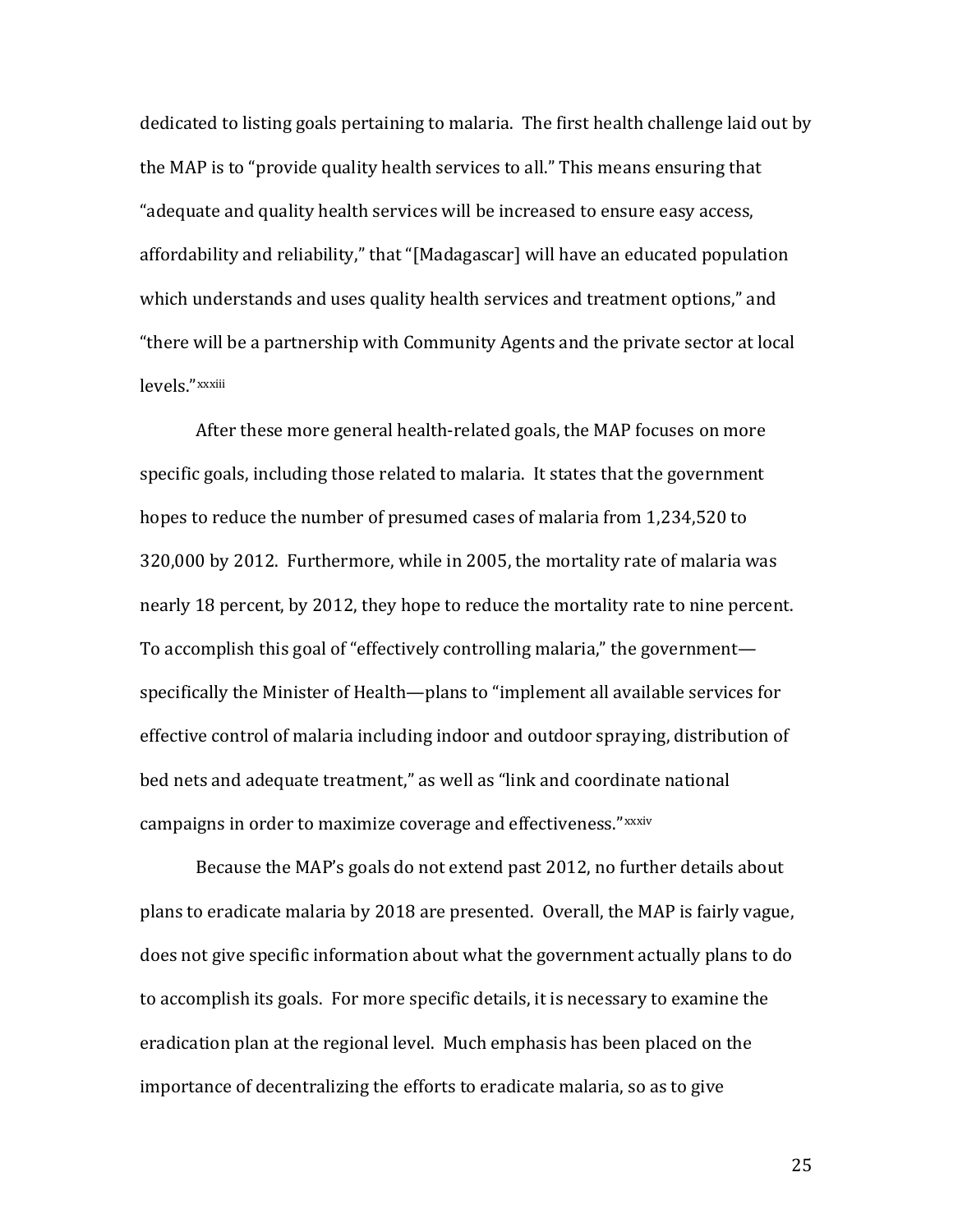dedicated to listing goals pertaining to malaria. The first health challenge laid out by the MAP is to "provide quality health services to all." This means ensuring that "adequate and quality health services will be increased to ensure easy access, affordability and reliability," that "[Madagascar] will have an educated population which understands and uses quality health services and treatment options," and "there will be a partnership with Community Agents and the private sector at local levels."[xxxiii]

After these more general health-related goals, the MAP focuses on more specific goals, including those related to malaria. It states that the government hopes to reduce the number of presumed cases of malaria from 1,234,520 to 320,000 by 2012. Furthermore, while in 2005, the mortality rate of malaria was nearly 18 percent, by 2012, they hope to reduce the mortality rate to nine percent. To accomplish this goal of "effectively controlling malaria," the government—specifically the Minister of Health—plans to "implement all available services for effective control of malaria including indoor and outdoor spraying, distribution of bed nets and adequate treatment," as well as "link and coordinate national campaigns in order to maximize coverage and effectiveness."[xxxiv]

Because the MAP's goals do not extend past 2012, no further details about plans to eradicate malaria by 2018 are presented. Overall, the MAP is fairly vague, does not give specific information about what the government actually plans to do to accomplish its goals. For more specific details, it is necessary to examine the eradication plan at the regional level. Much emphasis has been placed on the importance of decentralizing the efforts to eradicate malaria, so as to give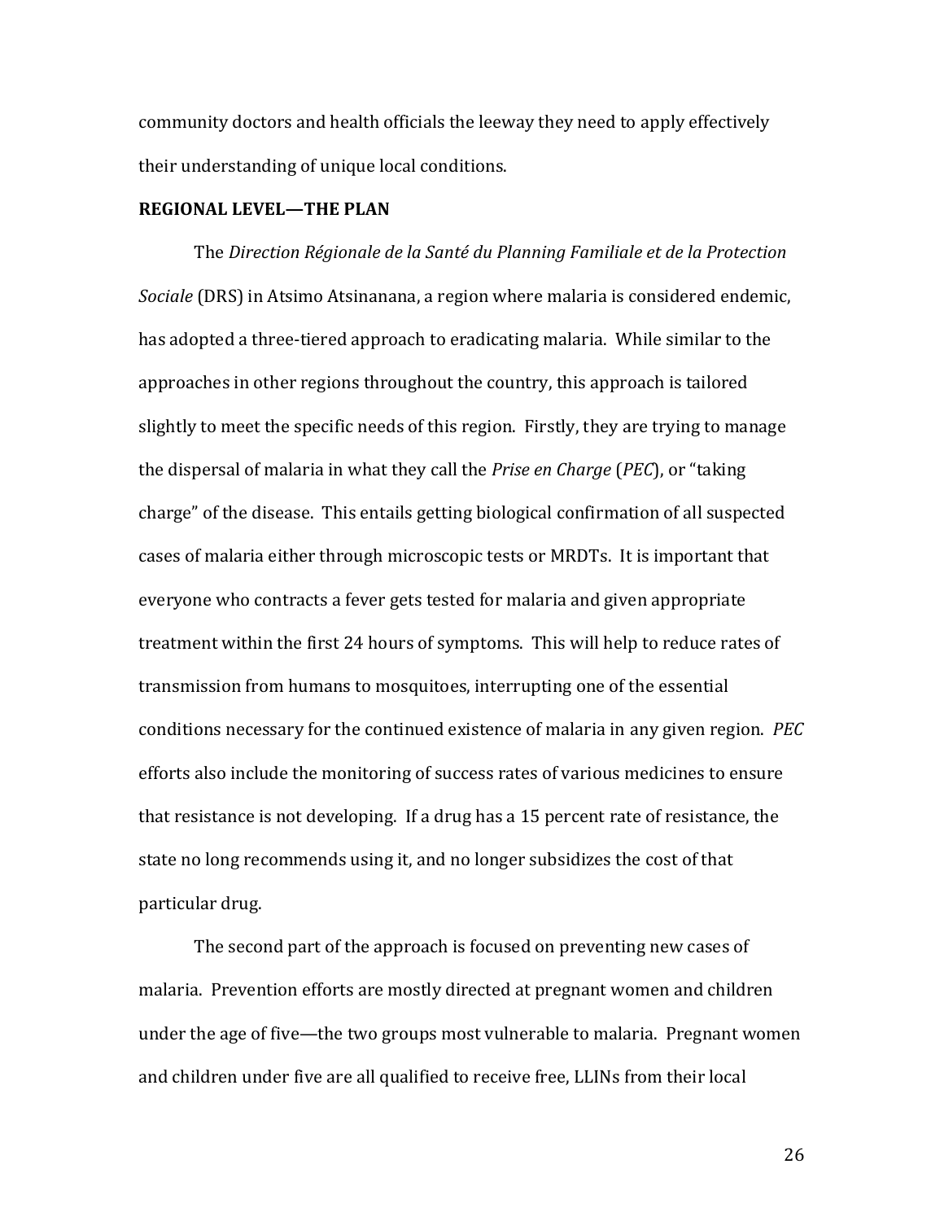community doctors and health officials the leeway they need to apply effectively their understanding of unique local conditions.

**REGIONAL LEVEL—THE PLAN**

The *Direction Régionale de la Santé du Planning Familiale et de la Protection Sociale* (DRS) in Atsimo Atsinanana, a region where malaria is considered endemic, has adopted a three-tiered approach to eradicating malaria. While similar to the approaches in other regions throughout the country, this approach is tailored slightly to meet the specific needs of this region. Firstly, they are trying to manage the dispersal of malaria in what they call the *Prise en Charge* (*PEC*), or "taking charge" of the disease. This entails getting biological confirmation of all suspected cases of malaria either through microscopic tests or MRDTs. It is important that everyone who contracts a fever gets tested for malaria and given appropriate treatment within the first 24 hours of symptoms. This will help to reduce rates of transmission from humans to mosquitoes, interrupting one of the essential conditions necessary for the continued existence of malaria in any given region. *PEC* efforts also include the monitoring of success rates of various medicines to ensure that resistance is not developing. If a drug has a 15 percent rate of resistance, the state no long recommends using it, and no longer subsidizes the cost of that particular drug.

The second part of the approach is focused on preventing new cases of malaria. Prevention efforts are mostly directed at pregnant women and children under the age of five—the two groups most vulnerable to malaria. Pregnant women and children under five are all qualified to receive free, LLINs from their local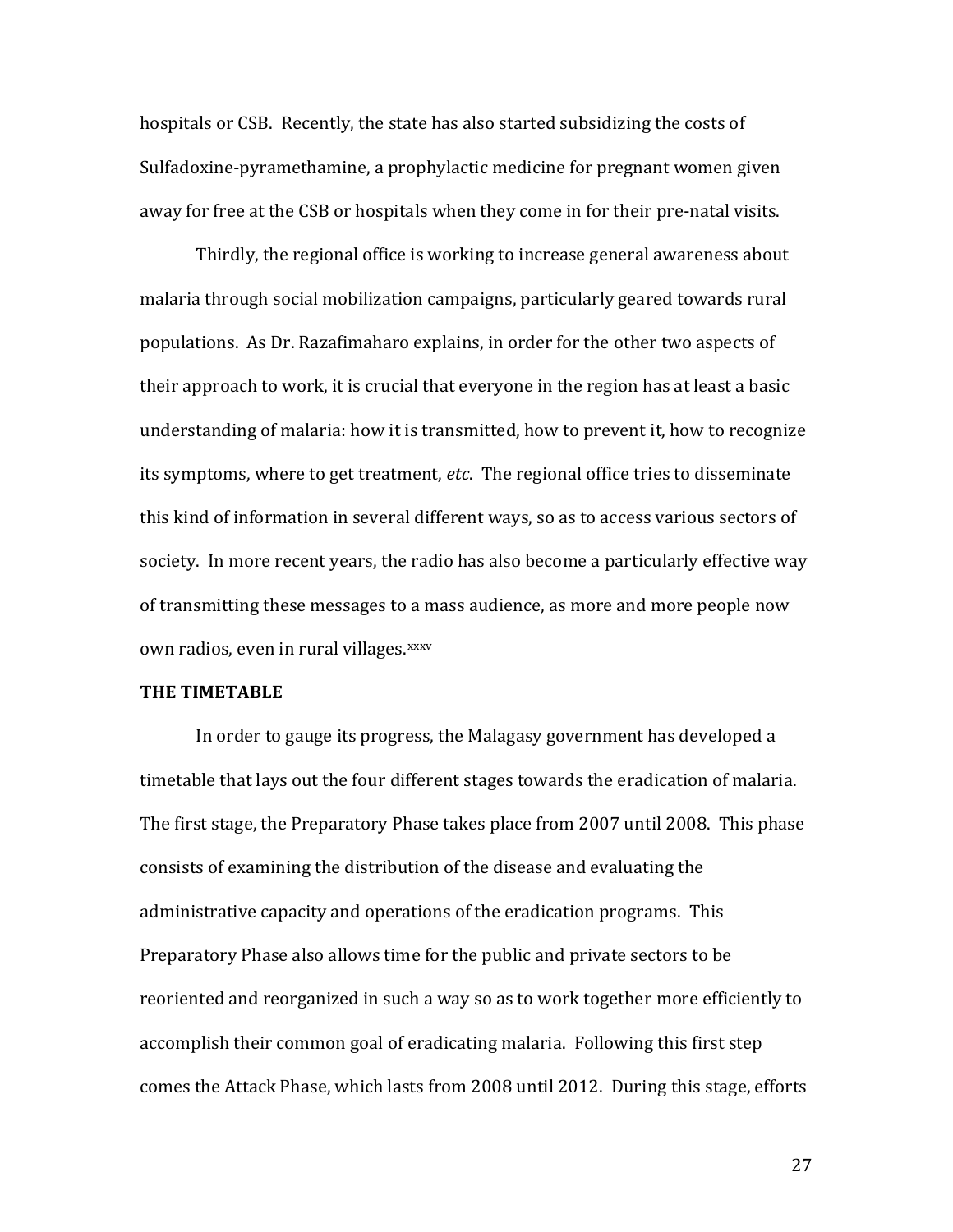hospitals or CSB. Recently, the state has also started subsidizing the costs of Sulfadoxine-pyramethamine, a prophylactic medicine for pregnant women given away for free at the CSB or hospitals when they come in for their pre-natal visits.

Thirdly, the regional office is working to increase general awareness about malaria through social mobilization campaigns, particularly geared towards rural populations. As Dr. Razafimaharo explains, in order for the other two aspects of their approach to work, it is crucial that everyone in the region has at least a basic understanding of malaria: how it is transmitted, how to prevent it, how to recognize its symptoms, where to get treatment, *etc*. The regional office tries to disseminate this kind of information in several different ways, so as to access various sectors of society. In more recent years, the radio has also become a particularly effective way of transmitting these messages to a mass audience, as more and more people now own radios, even in rural villages.[xxxv]

**THE TIMETABLE**

In order to gauge its progress, the Malagasy government has developed a timetable that lays out the four different stages towards the eradication of malaria. The first stage, the Preparatory Phase takes place from 2007 until 2008. This phase consists of examining the distribution of the disease and evaluating the administrative capacity and operations of the eradication programs. This Preparatory Phase also allows time for the public and private sectors to be reoriented and reorganized in such a way so as to work together more efficiently to accomplish their common goal of eradicating malaria. Following this first step comes the Attack Phase, which lasts from 2008 until 2012. During this stage, efforts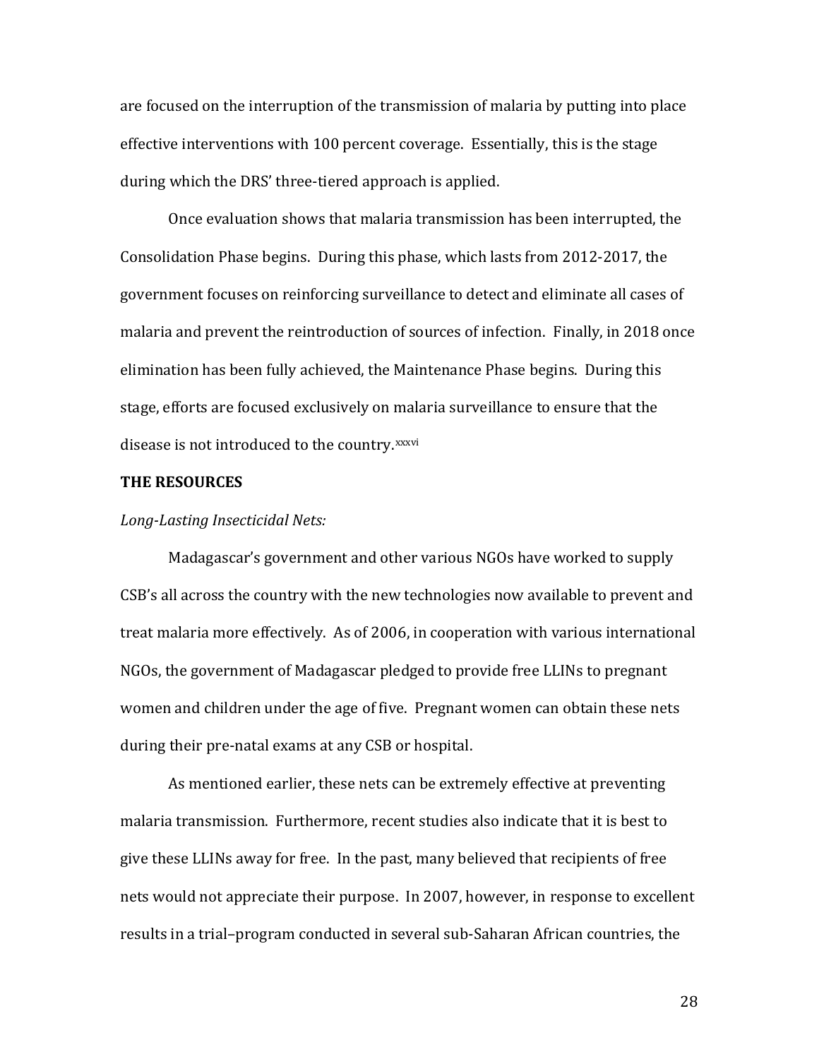are focused on the interruption of the transmission of malaria by putting into place effective interventions with 100 percent coverage. Essentially, this is the stage during which the DRS' three-tiered approach is applied.

Once evaluation shows that malaria transmission has been interrupted, the Consolidation Phase begins. During this phase, which lasts from 2012-2017, the government focuses on reinforcing surveillance to detect and eliminate all cases of malaria and prevent the reintroduction of sources of infection. Finally, in 2018 once elimination has been fully achieved, the Maintenance Phase begins. During this stage, efforts are focused exclusively on malaria surveillance to ensure that the disease is not introduced to the country.[xxxvi]

**THE RESOURCES**

*Long-Lasting Insecticidal Nets:*

Madagascar's government and other various NGOs have worked to supply CSB's all across the country with the new technologies now available to prevent and treat malaria more effectively. As of 2006, in cooperation with various international NGOs, the government of Madagascar pledged to provide free LLINs to pregnant women and children under the age of five. Pregnant women can obtain these nets during their pre-natal exams at any CSB or hospital.

As mentioned earlier, these nets can be extremely effective at preventing malaria transmission. Furthermore, recent studies also indicate that it is best to give these LLINs away for free. In the past, many believed that recipients of free nets would not appreciate their purpose. In 2007, however, in response to excellent results in a trial–program conducted in several sub-Saharan African countries, the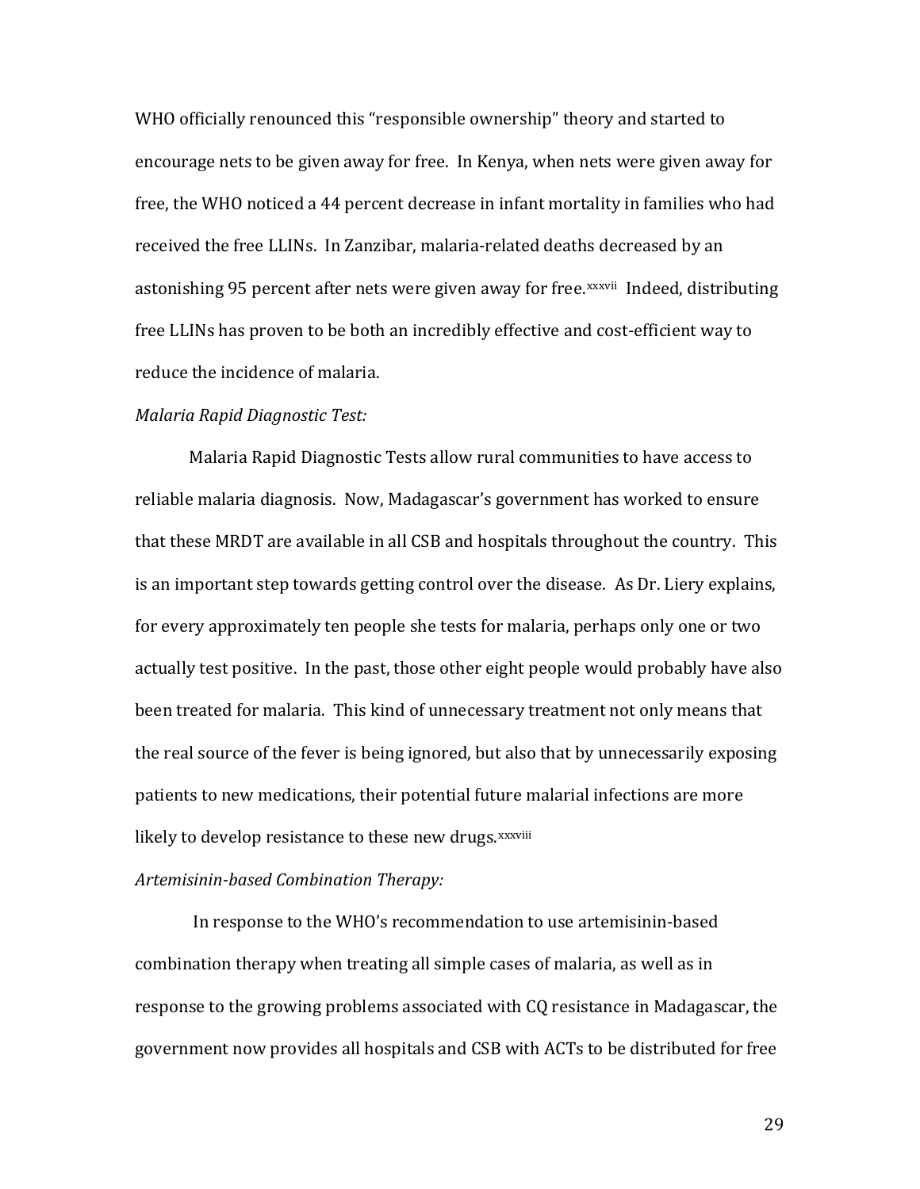WHO officially renounced this "responsible ownership" theory and started to encourage nets to be given away for free. In Kenya, when nets were given away for free, the WHO noticed a 44 percent decrease in infant mortality in families who had received the free LLINs. In Zanzibar, malaria-related deaths decreased by an astonishing 95 percent after nets were given away for free.[xxxvii] Indeed, distributing free LLINs has proven to be both an incredibly effective and cost-efficient way to reduce the incidence of malaria.

*Malaria Rapid Diagnostic Test:*

Malaria Rapid Diagnostic Tests allow rural communities to have access to reliable malaria diagnosis. Now, Madagascar's government has worked to ensure that these MRDT are available in all CSB and hospitals throughout the country. This is an important step towards getting control over the disease. As Dr. Liery explains, for every approximately ten people she tests for malaria, perhaps only one or two actually test positive. In the past, those other eight people would probably have also been treated for malaria. This kind of unnecessary treatment not only means that the real source of the fever is being ignored, but also that by unnecessarily exposing patients to new medications, their potential future malarial infections are more likely to develop resistance to these new drugs.[xxxviii]

*Artemisinin-based Combination Therapy:*

In response to the WHO's recommendation to use artemisinin-based combination therapy when treating all simple cases of malaria, as well as in response to the growing problems associated with CQ resistance in Madagascar, the government now provides all hospitals and CSB with ACTs to be distributed for free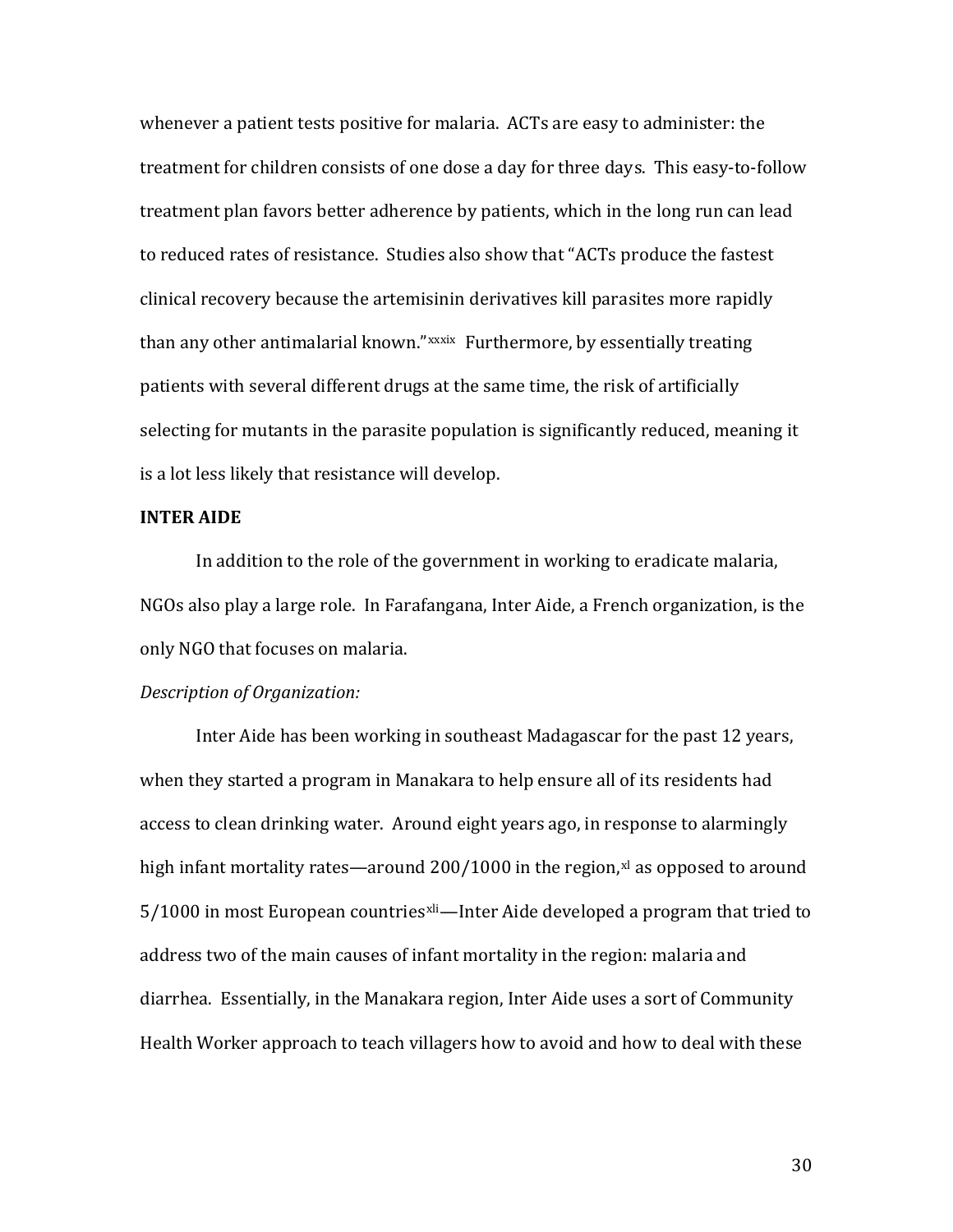whenever a patient tests positive for malaria. ACTs are easy to administer: the treatment for children consists of one dose a day for three days. This easy-to-follow treatment plan favors better adherence by patients, which in the long run can lead to reduced rates of resistance. Studies also show that "ACTs produce the fastest clinical recovery because the artemisinin derivatives kill parasites more rapidly than any other antimalarial known."[xxxix] Furthermore, by essentially treating patients with several different drugs at the same time, the risk of artificially selecting for mutants in the parasite population is significantly reduced, meaning it is a lot less likely that resistance will develop.

**INTER AIDE**

In addition to the role of the government in working to eradicate malaria, NGOs also play a large role. In Farafangana, Inter Aide, a French organization, is the only NGO that focuses on malaria.

*Description of Organization:*

Inter Aide has been working in southeast Madagascar for the past 12 years, when they started a program in Manakara to help ensure all of its residents had access to clean drinking water. Around eight years ago, in response to alarmingly high infant mortality rates—around 200/1000 in the region,[xl] as opposed to around 5/1000 in most European countries[xli]—Inter Aide developed a program that tried to address two of the main causes of infant mortality in the region: malaria and diarrhea. Essentially, in the Manakara region, Inter Aide uses a sort of Community Health Worker approach to teach villagers how to avoid and how to deal with these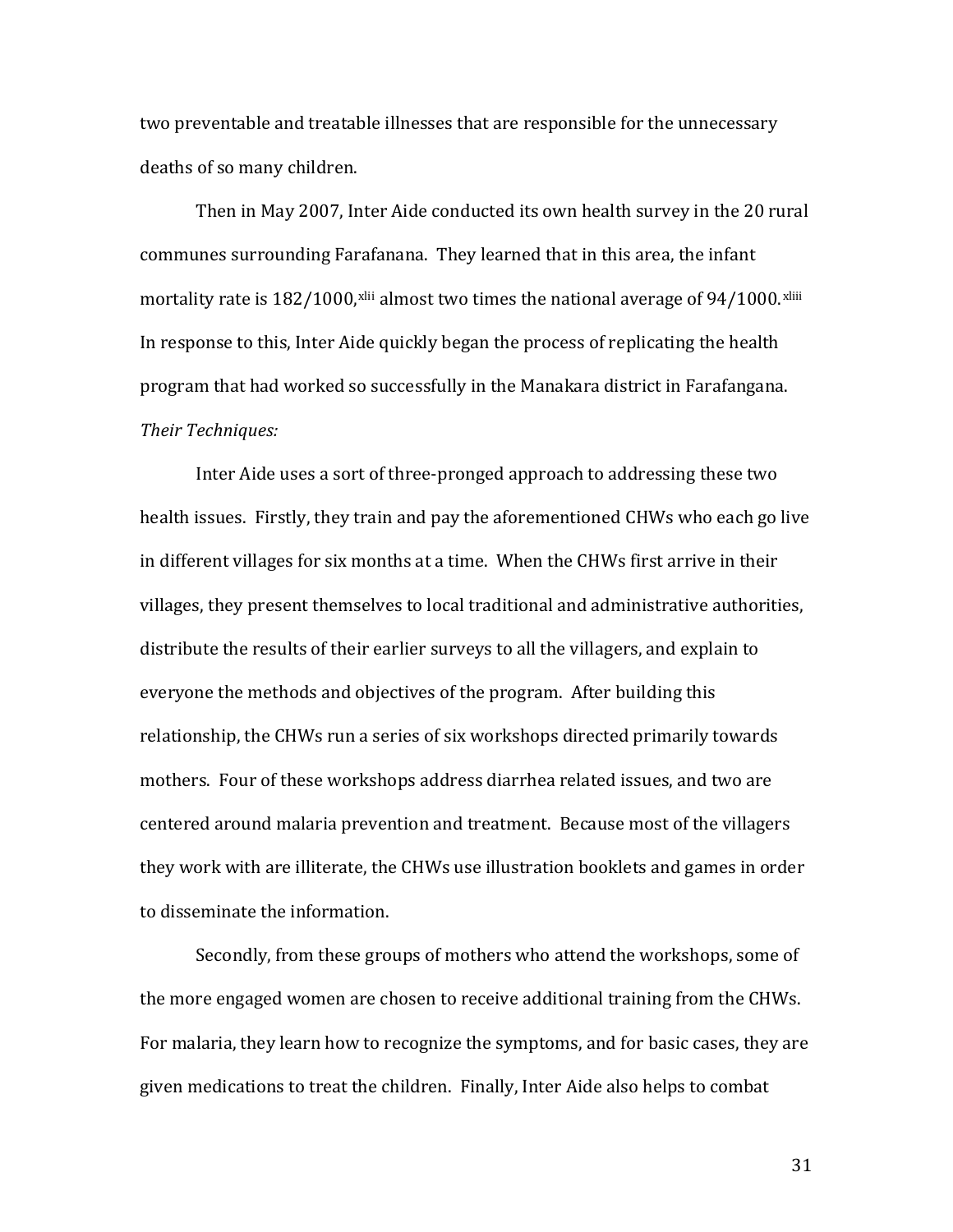two preventable and treatable illnesses that are responsible for the unnecessary deaths of so many children.

Then in May 2007, Inter Aide conducted its own health survey in the 20 rural communes surrounding Farafanana. They learned that in this area, the infant mortality rate is 182/1000,[xlii] almost two times the national average of 94/1000.[xliii] In response to this, Inter Aide quickly began the process of replicating the health program that had worked so successfully in the Manakara district in Farafangana.

*Their Techniques:*

Inter Aide uses a sort of three-pronged approach to addressing these two health issues. Firstly, they train and pay the aforementioned CHWs who each go live in different villages for six months at a time. When the CHWs first arrive in their villages, they present themselves to local traditional and administrative authorities, distribute the results of their earlier surveys to all the villagers, and explain to everyone the methods and objectives of the program. After building this relationship, the CHWs run a series of six workshops directed primarily towards mothers. Four of these workshops address diarrhea related issues, and two are centered around malaria prevention and treatment. Because most of the villagers they work with are illiterate, the CHWs use illustration booklets and games in order to disseminate the information.

Secondly, from these groups of mothers who attend the workshops, some of the more engaged women are chosen to receive additional training from the CHWs. For malaria, they learn how to recognize the symptoms, and for basic cases, they are given medications to treat the children. Finally, Inter Aide also helps to combat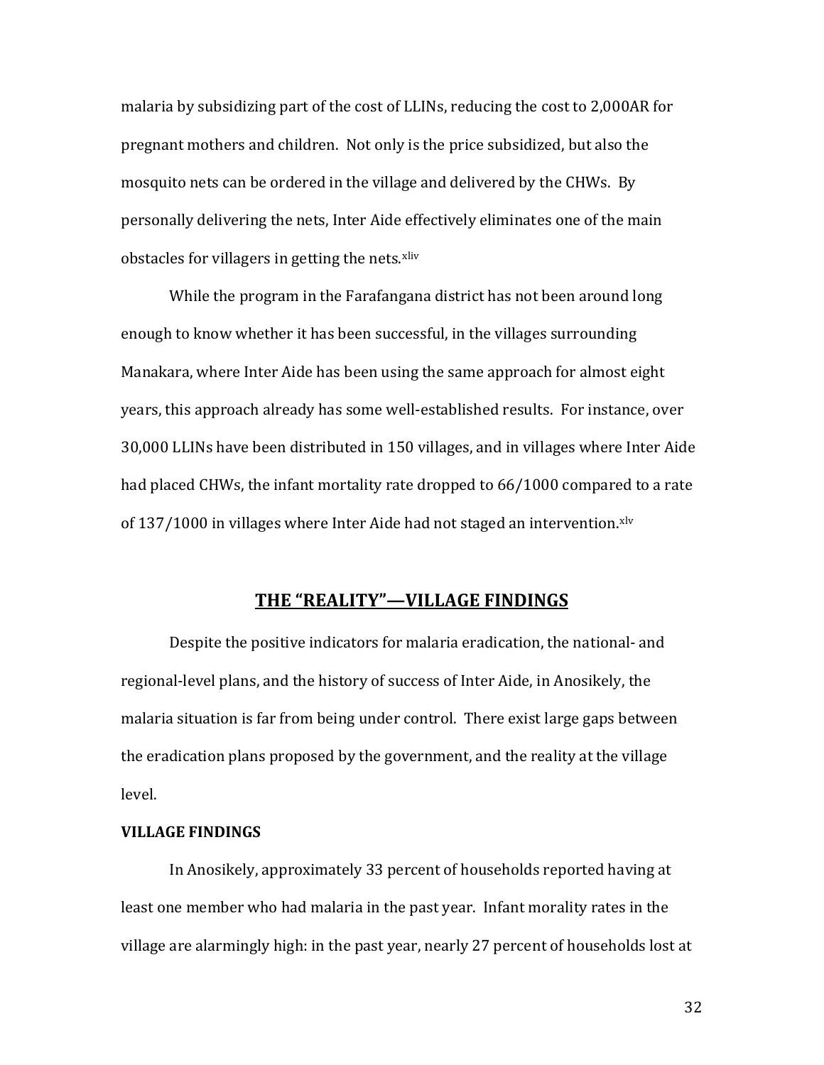malaria by subsidizing part of the cost of LLINs, reducing the cost to 2,000AR for pregnant mothers and children. Not only is the price subsidized, but also the mosquito nets can be ordered in the village and delivered by the CHWs. By personally delivering the nets, Inter Aide effectively eliminates one of the main obstacles for villagers in getting the nets.[xliv]

While the program in the Farafangana district has not been around long enough to know whether it has been successful, in the villages surrounding Manakara, where Inter Aide has been using the same approach for almost eight years, this approach already has some well-established results. For instance, over 30,000 LLINs have been distributed in 150 villages, and in villages where Inter Aide had placed CHWs, the infant mortality rate dropped to 66/1000 compared to a rate of 137/1000 in villages where Inter Aide had not staged an intervention.[xlv]

## THE "REALITY"—VILLAGE FINDINGS

Despite the positive indicators for malaria eradication, the national- and regional-level plans, and the history of success of Inter Aide, in Anosikely, the malaria situation is far from being under control. There exist large gaps between the eradication plans proposed by the government, and the reality at the village level.

### VILLAGE FINDINGS

In Anosikely, approximately 33 percent of households reported having at least one member who had malaria in the past year. Infant morality rates in the village are alarmingly high: in the past year, nearly 27 percent of households lost at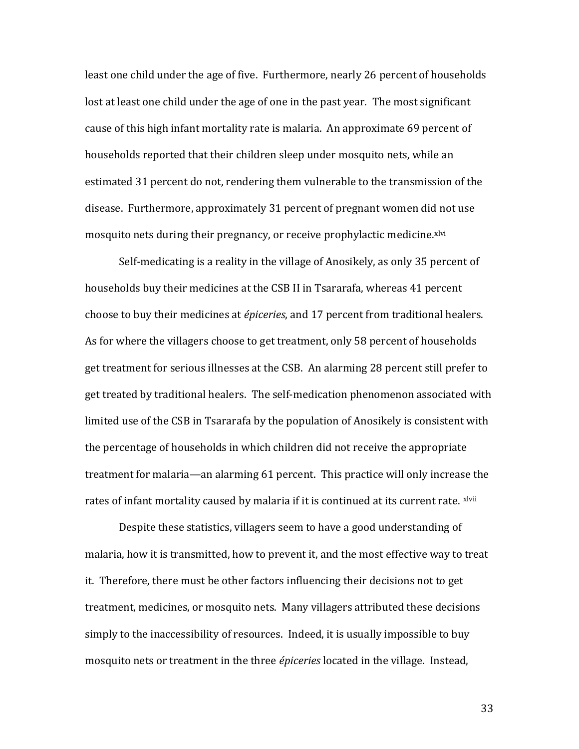least one child under the age of five. Furthermore, nearly 26 percent of households lost at least one child under the age of one in the past year. The most significant cause of this high infant mortality rate is malaria. An approximate 69 percent of households reported that their children sleep under mosquito nets, while an estimated 31 percent do not, rendering them vulnerable to the transmission of the disease. Furthermore, approximately 31 percent of pregnant women did not use mosquito nets during their pregnancy, or receive prophylactic medicine.[xlvi]

Self-medicating is a reality in the village of Anosikely, as only 35 percent of households buy their medicines at the CSB II in Tsararafa, whereas 41 percent choose to buy their medicines at *épiceries*, and 17 percent from traditional healers. As for where the villagers choose to get treatment, only 58 percent of households get treatment for serious illnesses at the CSB. An alarming 28 percent still prefer to get treated by traditional healers. The self-medication phenomenon associated with limited use of the CSB in Tsararafa by the population of Anosikely is consistent with the percentage of households in which children did not receive the appropriate treatment for malaria—an alarming 61 percent. This practice will only increase the rates of infant mortality caused by malaria if it is continued at its current rate. [xlvii]

Despite these statistics, villagers seem to have a good understanding of malaria, how it is transmitted, how to prevent it, and the most effective way to treat it. Therefore, there must be other factors influencing their decisions not to get treatment, medicines, or mosquito nets. Many villagers attributed these decisions simply to the inaccessibility of resources. Indeed, it is usually impossible to buy mosquito nets or treatment in the three *épiceries* located in the village. Instead,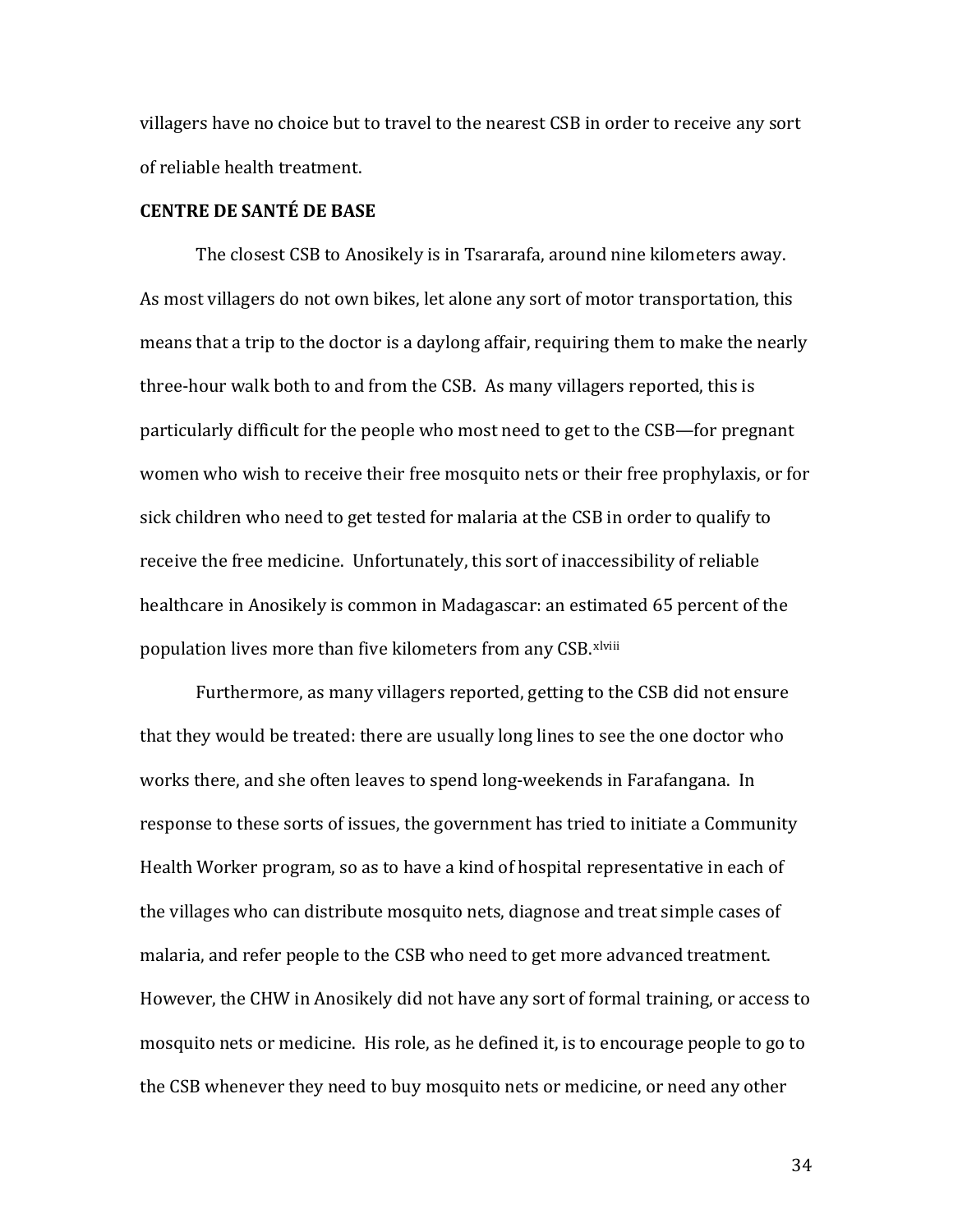villagers have no choice but to travel to the nearest CSB in order to receive any sort of reliable health treatment.

**CENTRE DE SANTÉ DE BASE**

The closest CSB to Anosikely is in Tsararafa, around nine kilometers away. As most villagers do not own bikes, let alone any sort of motor transportation, this means that a trip to the doctor is a daylong affair, requiring them to make the nearly three-hour walk both to and from the CSB. As many villagers reported, this is particularly difficult for the people who most need to get to the CSB—for pregnant women who wish to receive their free mosquito nets or their free prophylaxis, or for sick children who need to get tested for malaria at the CSB in order to qualify to receive the free medicine. Unfortunately, this sort of inaccessibility of reliable healthcare in Anosikely is common in Madagascar: an estimated 65 percent of the population lives more than five kilometers from any CSB.[xlviii]

Furthermore, as many villagers reported, getting to the CSB did not ensure that they would be treated: there are usually long lines to see the one doctor who works there, and she often leaves to spend long-weekends in Farafangana. In response to these sorts of issues, the government has tried to initiate a Community Health Worker program, so as to have a kind of hospital representative in each of the villages who can distribute mosquito nets, diagnose and treat simple cases of malaria, and refer people to the CSB who need to get more advanced treatment. However, the CHW in Anosikely did not have any sort of formal training, or access to mosquito nets or medicine. His role, as he defined it, is to encourage people to go to the CSB whenever they need to buy mosquito nets or medicine, or need any other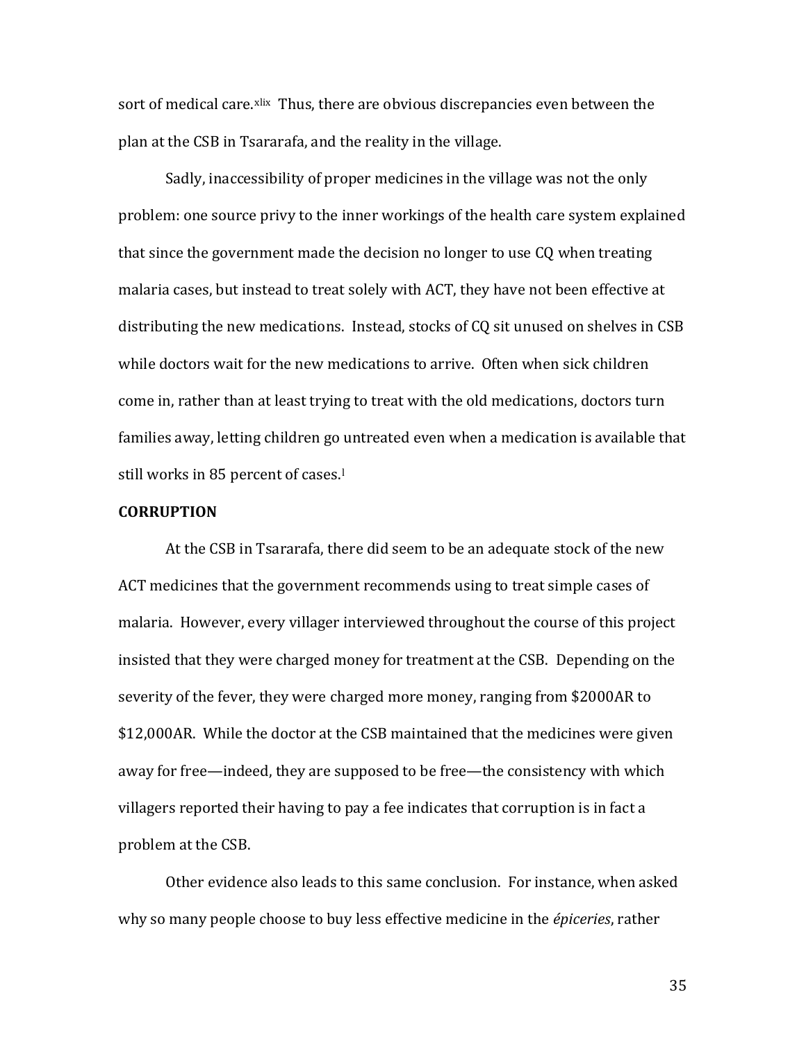sort of medical care.[xlix] Thus, there are obvious discrepancies even between the plan at the CSB in Tsararafa, and the reality in the village.

Sadly, inaccessibility of proper medicines in the village was not the only problem: one source privy to the inner workings of the health care system explained that since the government made the decision no longer to use CQ when treating malaria cases, but instead to treat solely with ACT, they have not been effective at distributing the new medications. Instead, stocks of CQ sit unused on shelves in CSB while doctors wait for the new medications to arrive. Often when sick children come in, rather than at least trying to treat with the old medications, doctors turn families away, letting children go untreated even when a medication is available that still works in 85 percent of cases.[l]

**CORRUPTION**

At the CSB in Tsararafa, there did seem to be an adequate stock of the new ACT medicines that the government recommends using to treat simple cases of malaria. However, every villager interviewed throughout the course of this project insisted that they were charged money for treatment at the CSB. Depending on the severity of the fever, they were charged more money, ranging from $2000AR to $12,000AR. While the doctor at the CSB maintained that the medicines were given away for free—indeed, they are supposed to be free—the consistency with which villagers reported their having to pay a fee indicates that corruption is in fact a problem at the CSB.

Other evidence also leads to this same conclusion. For instance, when asked why so many people choose to buy less effective medicine in the *épiceries*, rather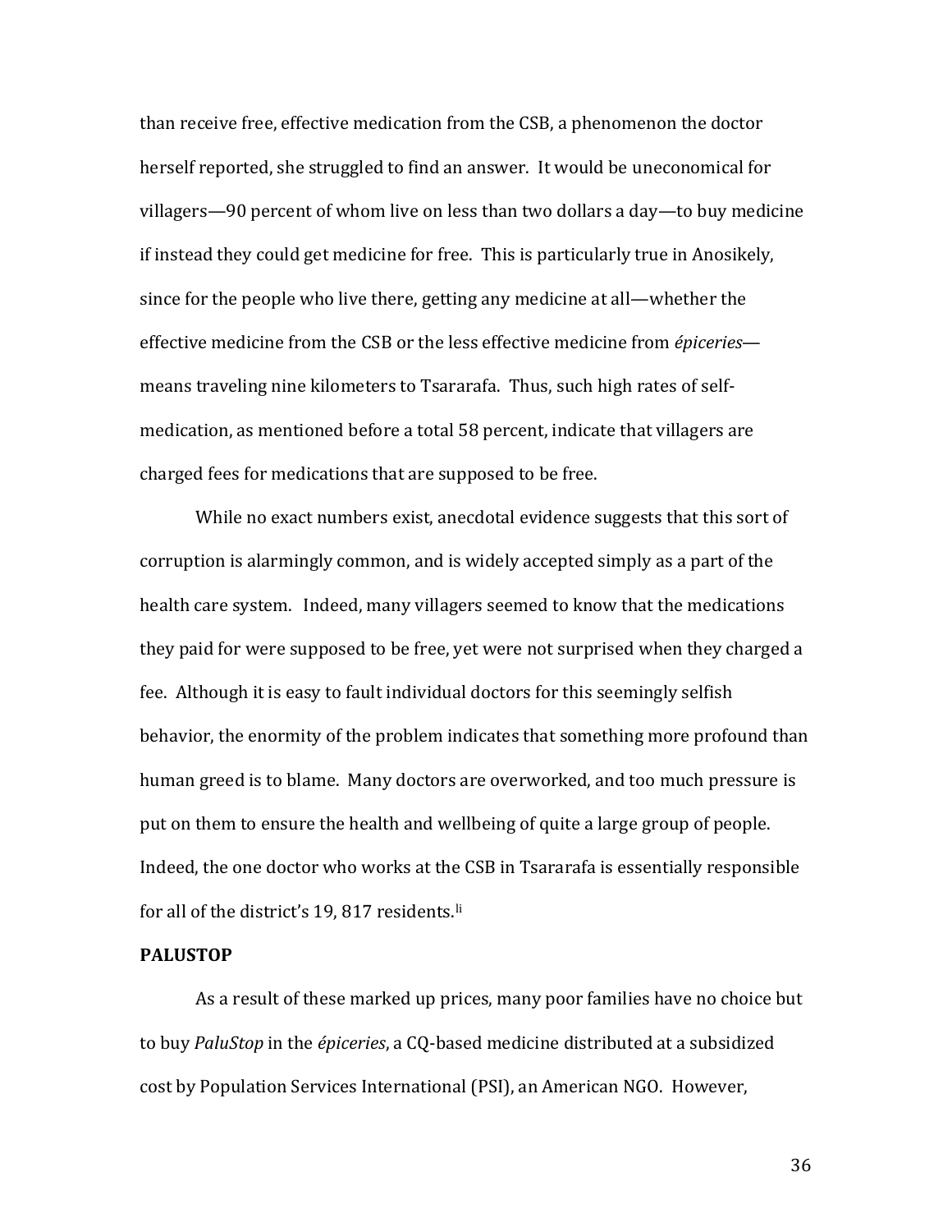than receive free, effective medication from the CSB, a phenomenon the doctor herself reported, she struggled to find an answer. It would be uneconomical for villagers—90 percent of whom live on less than two dollars a day—to buy medicine if instead they could get medicine for free. This is particularly true in Anosikely, since for the people who live there, getting any medicine at all—whether the effective medicine from the CSB or the less effective medicine from *épiceries*—means traveling nine kilometers to Tsararafa. Thus, such high rates of self-medication, as mentioned before a total 58 percent, indicate that villagers are charged fees for medications that are supposed to be free.

While no exact numbers exist, anecdotal evidence suggests that this sort of corruption is alarmingly common, and is widely accepted simply as a part of the health care system. Indeed, many villagers seemed to know that the medications they paid for were supposed to be free, yet were not surprised when they charged a fee. Although it is easy to fault individual doctors for this seemingly selfish behavior, the enormity of the problem indicates that something more profound than human greed is to blame. Many doctors are overworked, and too much pressure is put on them to ensure the health and wellbeing of quite a large group of people. Indeed, the one doctor who works at the CSB in Tsararafa is essentially responsible for all of the district's 19, 817 residents.[li]

**PALUSTOP**

As a result of these marked up prices, many poor families have no choice but to buy *PaluStop* in the *épiceries*, a CQ-based medicine distributed at a subsidized cost by Population Services International (PSI), an American NGO. However,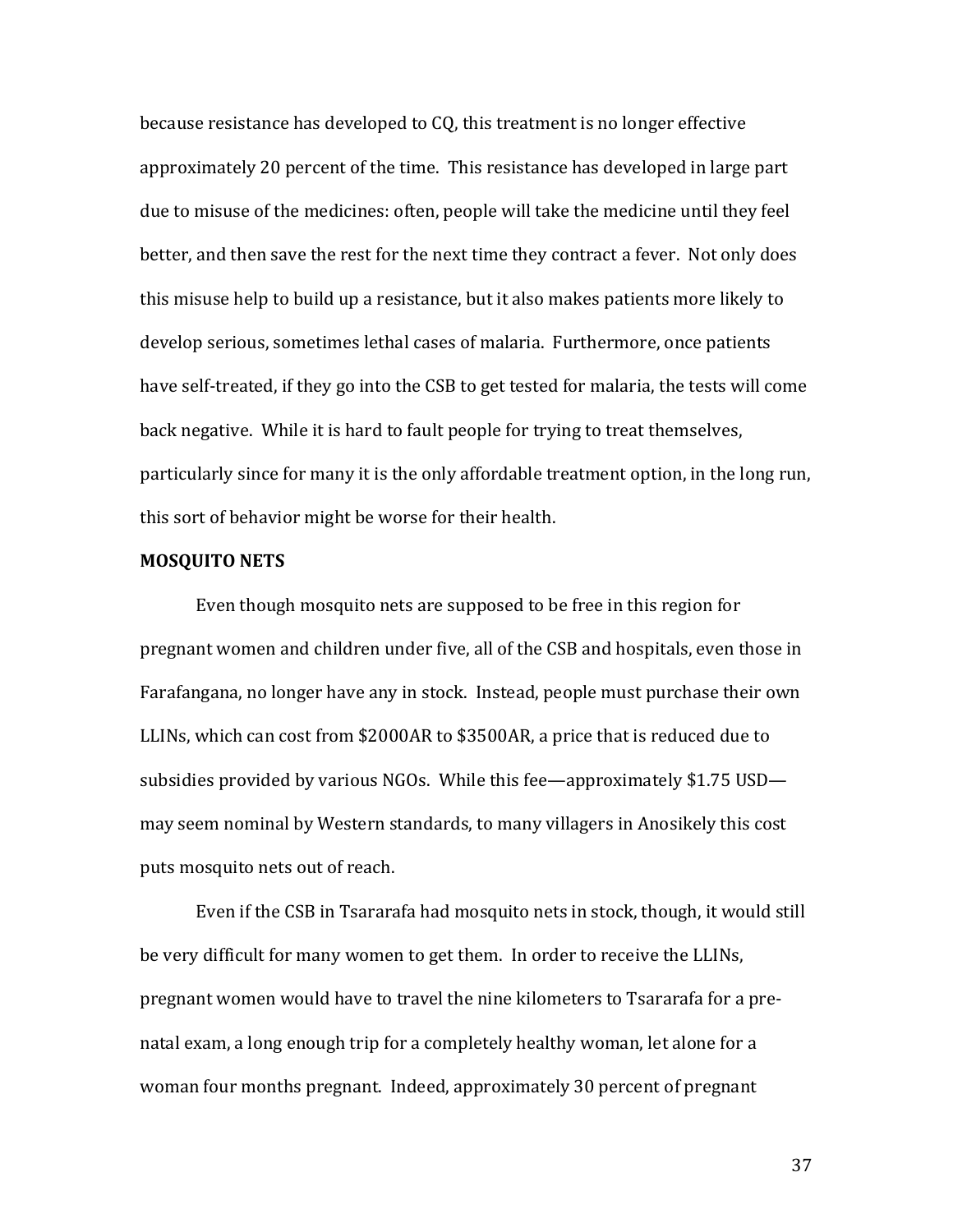because resistance has developed to CQ, this treatment is no longer effective approximately 20 percent of the time. This resistance has developed in large part due to misuse of the medicines: often, people will take the medicine until they feel better, and then save the rest for the next time they contract a fever. Not only does this misuse help to build up a resistance, but it also makes patients more likely to develop serious, sometimes lethal cases of malaria. Furthermore, once patients have self-treated, if they go into the CSB to get tested for malaria, the tests will come back negative. While it is hard to fault people for trying to treat themselves, particularly since for many it is the only affordable treatment option, in the long run, this sort of behavior might be worse for their health.

**MOSQUITO NETS**

Even though mosquito nets are supposed to be free in this region for pregnant women and children under five, all of the CSB and hospitals, even those in Farafangana, no longer have any in stock. Instead, people must purchase their own LLINs, which can cost from $2000AR to $3500AR, a price that is reduced due to subsidies provided by various NGOs. While this fee—approximately $1.75 USD—may seem nominal by Western standards, to many villagers in Anosikely this cost puts mosquito nets out of reach.

Even if the CSB in Tsararafa had mosquito nets in stock, though, it would still be very difficult for many women to get them. In order to receive the LLINs, pregnant women would have to travel the nine kilometers to Tsararafa for a pre-natal exam, a long enough trip for a completely healthy woman, let alone for a woman four months pregnant. Indeed, approximately 30 percent of pregnant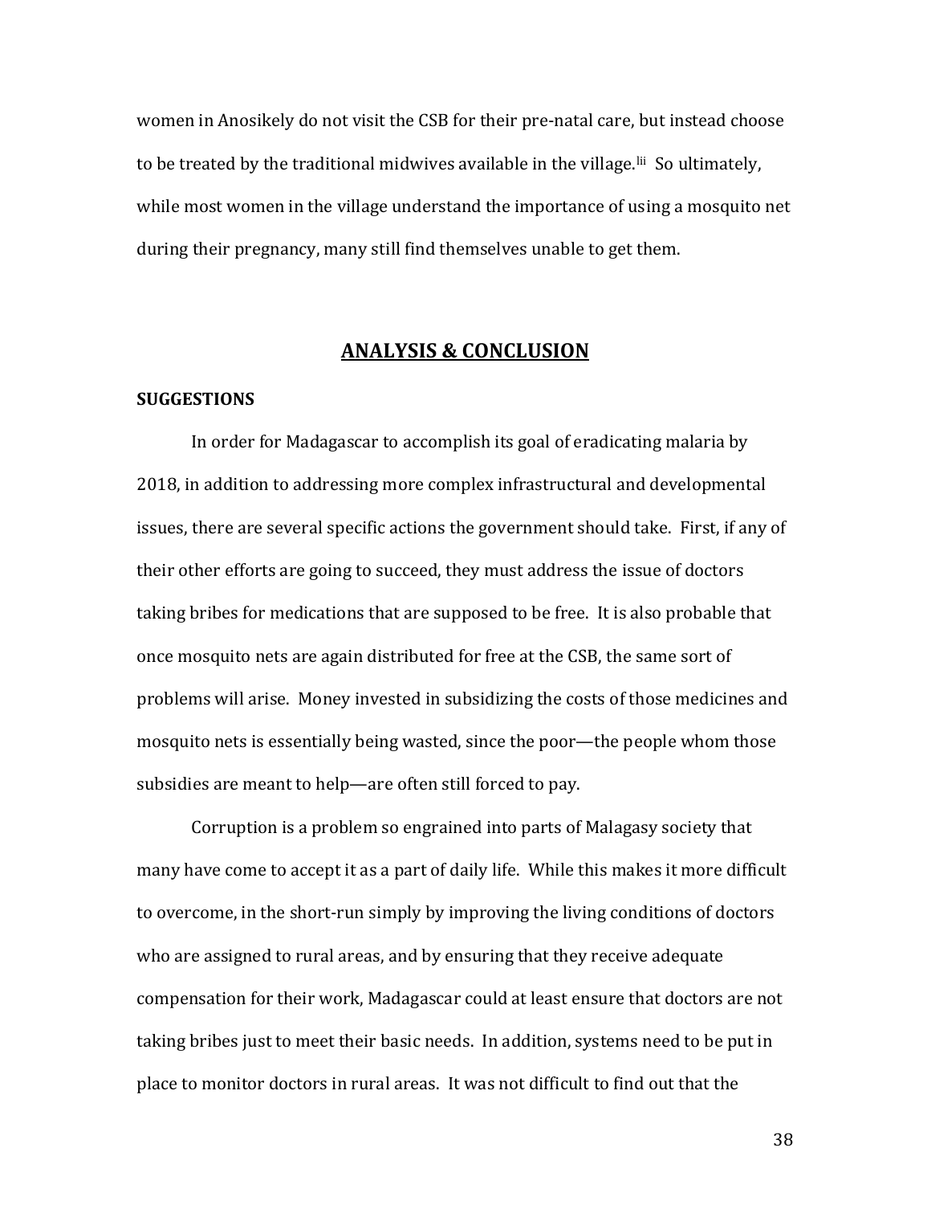women in Anosikely do not visit the CSB for their pre-natal care, but instead choose to be treated by the traditional midwives available in the village.[lii] So ultimately, while most women in the village understand the importance of using a mosquito net during their pregnancy, many still find themselves unable to get them.

## ANALYSIS & CONCLUSION

### SUGGESTIONS

In order for Madagascar to accomplish its goal of eradicating malaria by 2018, in addition to addressing more complex infrastructural and developmental issues, there are several specific actions the government should take. First, if any of their other efforts are going to succeed, they must address the issue of doctors taking bribes for medications that are supposed to be free. It is also probable that once mosquito nets are again distributed for free at the CSB, the same sort of problems will arise. Money invested in subsidizing the costs of those medicines and mosquito nets is essentially being wasted, since the poor—the people whom those subsidies are meant to help—are often still forced to pay.

Corruption is a problem so engrained into parts of Malagasy society that many have come to accept it as a part of daily life. While this makes it more difficult to overcome, in the short-run simply by improving the living conditions of doctors who are assigned to rural areas, and by ensuring that they receive adequate compensation for their work, Madagascar could at least ensure that doctors are not taking bribes just to meet their basic needs. In addition, systems need to be put in place to monitor doctors in rural areas. It was not difficult to find out that the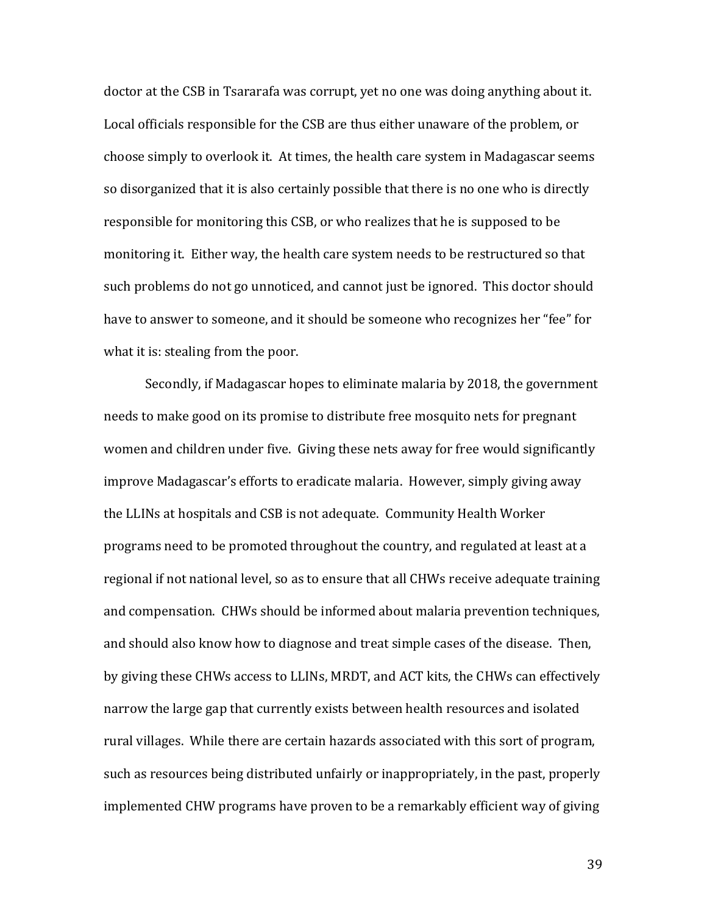doctor at the CSB in Tsararafa was corrupt, yet no one was doing anything about it. Local officials responsible for the CSB are thus either unaware of the problem, or choose simply to overlook it. At times, the health care system in Madagascar seems so disorganized that it is also certainly possible that there is no one who is directly responsible for monitoring this CSB, or who realizes that he is supposed to be monitoring it. Either way, the health care system needs to be restructured so that such problems do not go unnoticed, and cannot just be ignored. This doctor should have to answer to someone, and it should be someone who recognizes her "fee" for what it is: stealing from the poor.

Secondly, if Madagascar hopes to eliminate malaria by 2018, the government needs to make good on its promise to distribute free mosquito nets for pregnant women and children under five. Giving these nets away for free would significantly improve Madagascar's efforts to eradicate malaria. However, simply giving away the LLINs at hospitals and CSB is not adequate. Community Health Worker programs need to be promoted throughout the country, and regulated at least at a regional if not national level, so as to ensure that all CHWs receive adequate training and compensation. CHWs should be informed about malaria prevention techniques, and should also know how to diagnose and treat simple cases of the disease. Then, by giving these CHWs access to LLINs, MRDT, and ACT kits, the CHWs can effectively narrow the large gap that currently exists between health resources and isolated rural villages. While there are certain hazards associated with this sort of program, such as resources being distributed unfairly or inappropriately, in the past, properly implemented CHW programs have proven to be a remarkably efficient way of giving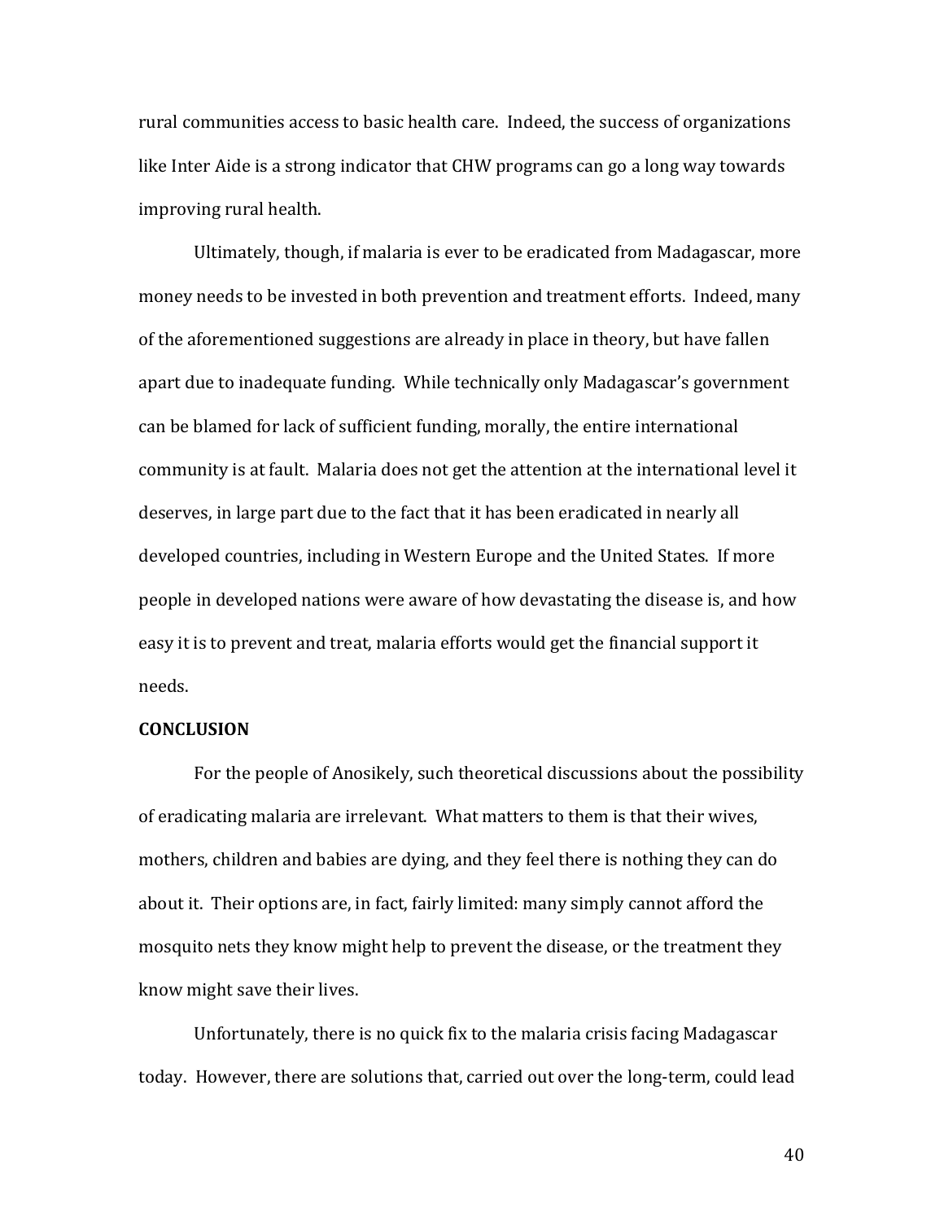rural communities access to basic health care. Indeed, the success of organizations like Inter Aide is a strong indicator that CHW programs can go a long way towards improving rural health.

Ultimately, though, if malaria is ever to be eradicated from Madagascar, more money needs to be invested in both prevention and treatment efforts. Indeed, many of the aforementioned suggestions are already in place in theory, but have fallen apart due to inadequate funding. While technically only Madagascar's government can be blamed for lack of sufficient funding, morally, the entire international community is at fault. Malaria does not get the attention at the international level it deserves, in large part due to the fact that it has been eradicated in nearly all developed countries, including in Western Europe and the United States. If more people in developed nations were aware of how devastating the disease is, and how easy it is to prevent and treat, malaria efforts would get the financial support it needs.

**CONCLUSION**

For the people of Anosikely, such theoretical discussions about the possibility of eradicating malaria are irrelevant. What matters to them is that their wives, mothers, children and babies are dying, and they feel there is nothing they can do about it. Their options are, in fact, fairly limited: many simply cannot afford the mosquito nets they know might help to prevent the disease, or the treatment they know might save their lives.

Unfortunately, there is no quick fix to the malaria crisis facing Madagascar today. However, there are solutions that, carried out over the long-term, could lead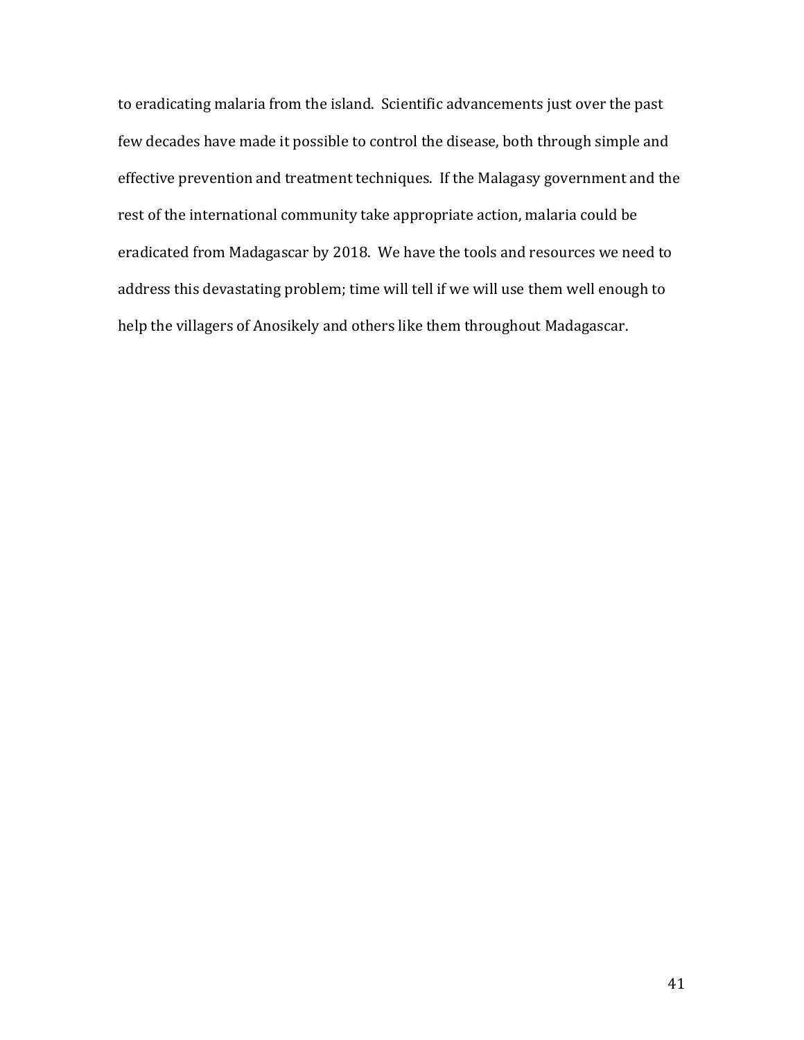to eradicating malaria from the island. Scientific advancements just over the past few decades have made it possible to control the disease, both through simple and effective prevention and treatment techniques. If the Malagasy government and the rest of the international community take appropriate action, malaria could be eradicated from Madagascar by 2018. We have the tools and resources we need to address this devastating problem; time will tell if we will use them well enough to help the villagers of Anosikely and others like them throughout Madagascar.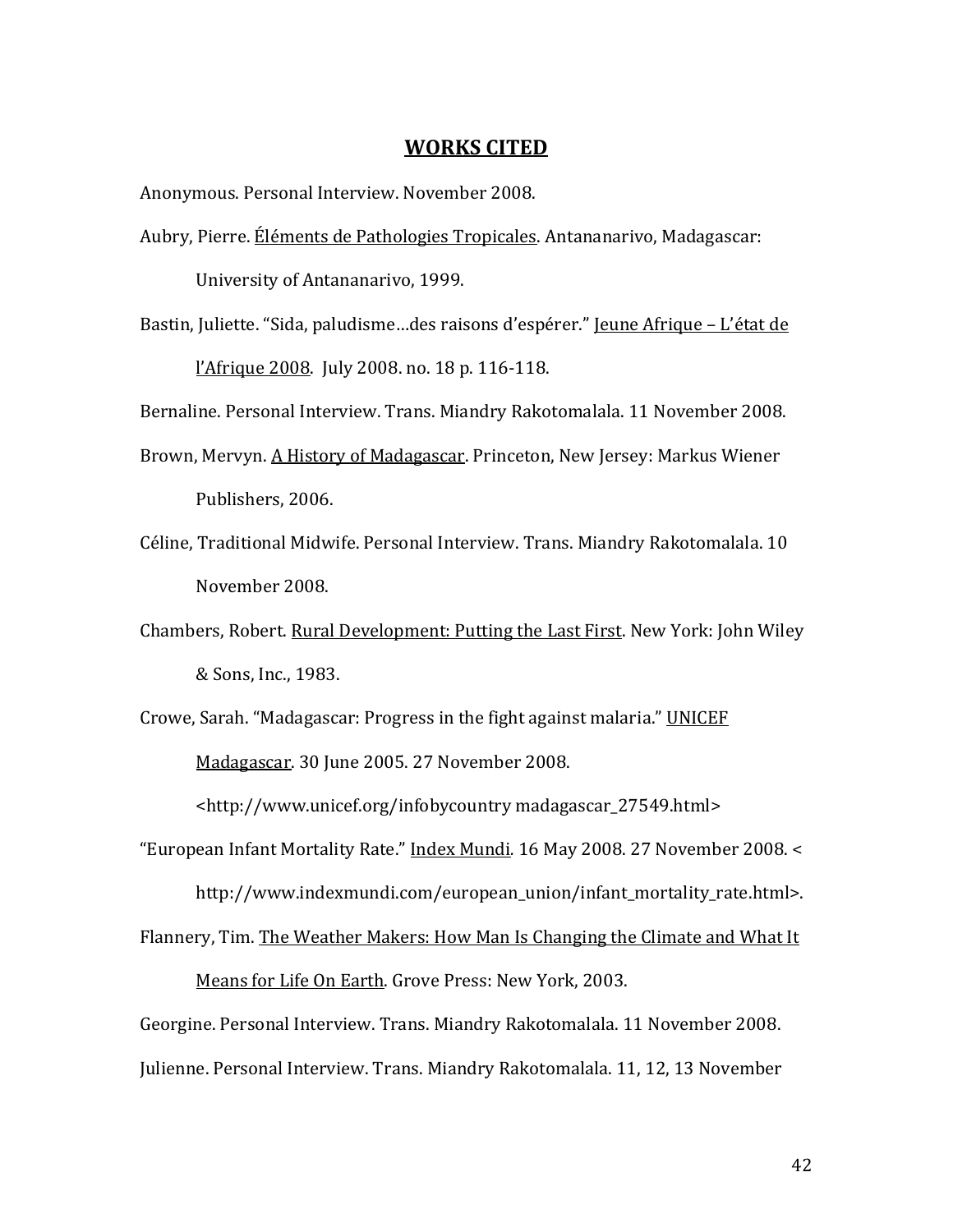# WORKS CITED

Anonymous. Personal Interview. November 2008.

Aubry, Pierre. Éléments de Pathologies Tropicales. Antananarivo, Madagascar: University of Antananarivo, 1999.

Bastin, Juliette. "Sida, paludisme…des raisons d'espérer." Jeune Afrique – L'état de l'Afrique 2008. July 2008. no. 18 p. 116-118.

Bernaline. Personal Interview. Trans. Miandry Rakotomalala. 11 November 2008.

Brown, Mervyn. A History of Madagascar. Princeton, New Jersey: Markus Wiener Publishers, 2006.

Céline, Traditional Midwife. Personal Interview. Trans. Miandry Rakotomalala. 10 November 2008.

Chambers, Robert. Rural Development: Putting the Last First. New York: John Wiley & Sons, Inc., 1983.

Crowe, Sarah. "Madagascar: Progress in the fight against malaria." UNICEF Madagascar. 30 June 2005. 27 November 2008. <http://www.unicef.org/infobycountry madagascar_27549.html>

"European Infant Mortality Rate." Index Mundi. 16 May 2008. 27 November 2008. < http://www.indexmundi.com/european_union/infant_mortality_rate.html>.

Flannery, Tim. The Weather Makers: How Man Is Changing the Climate and What It Means for Life On Earth. Grove Press: New York, 2003.

Georgine. Personal Interview. Trans. Miandry Rakotomalala. 11 November 2008.

Julienne. Personal Interview. Trans. Miandry Rakotomalala. 11, 12, 13 November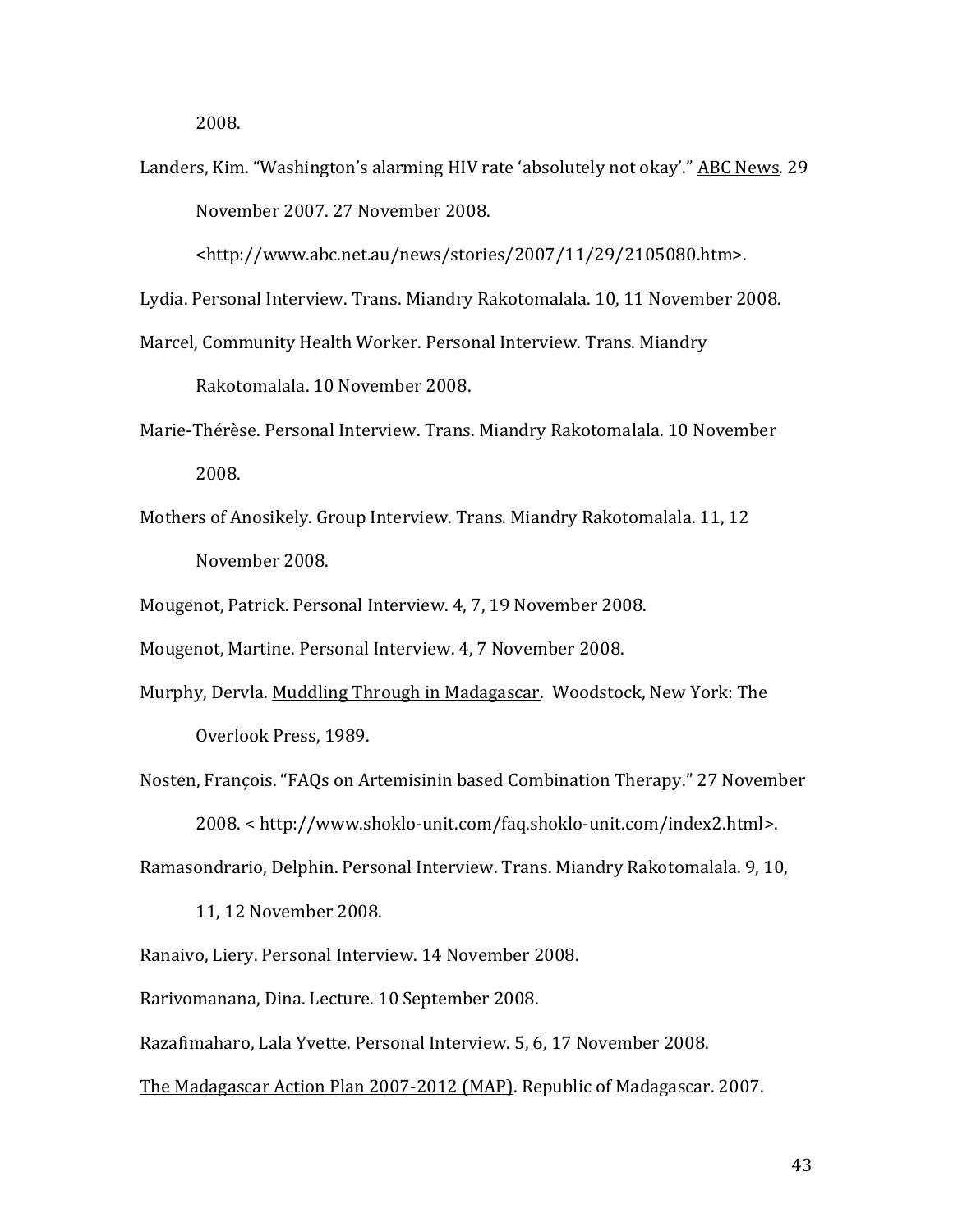2008.

Landers, Kim. "Washington's alarming HIV rate 'absolutely not okay'." ABC News. 29 November 2007. 27 November 2008. <http://www.abc.net.au/news/stories/2007/11/29/2105080.htm>.

Lydia. Personal Interview. Trans. Miandry Rakotomalala. 10, 11 November 2008.

Marcel, Community Health Worker. Personal Interview. Trans. Miandry Rakotomalala. 10 November 2008.

Marie-Thérèse. Personal Interview. Trans. Miandry Rakotomalala. 10 November 2008.

Mothers of Anosikely. Group Interview. Trans. Miandry Rakotomalala. 11, 12 November 2008.

Mougenot, Patrick. Personal Interview. 4, 7, 19 November 2008.

Mougenot, Martine. Personal Interview. 4, 7 November 2008.

Murphy, Dervla. Muddling Through in Madagascar. Woodstock, New York: The Overlook Press, 1989.

Nosten, François. "FAQs on Artemisinin based Combination Therapy." 27 November 2008. < http://www.shoklo-unit.com/faq.shoklo-unit.com/index2.html>.

Ramasondrario, Delphin. Personal Interview. Trans. Miandry Rakotomalala. 9, 10, 11, 12 November 2008.

Ranaivo, Liery. Personal Interview. 14 November 2008.

Rarivomanana, Dina. Lecture. 10 September 2008.

Razafimaharo, Lala Yvette. Personal Interview. 5, 6, 17 November 2008.

The Madagascar Action Plan 2007-2012 (MAP). Republic of Madagascar. 2007.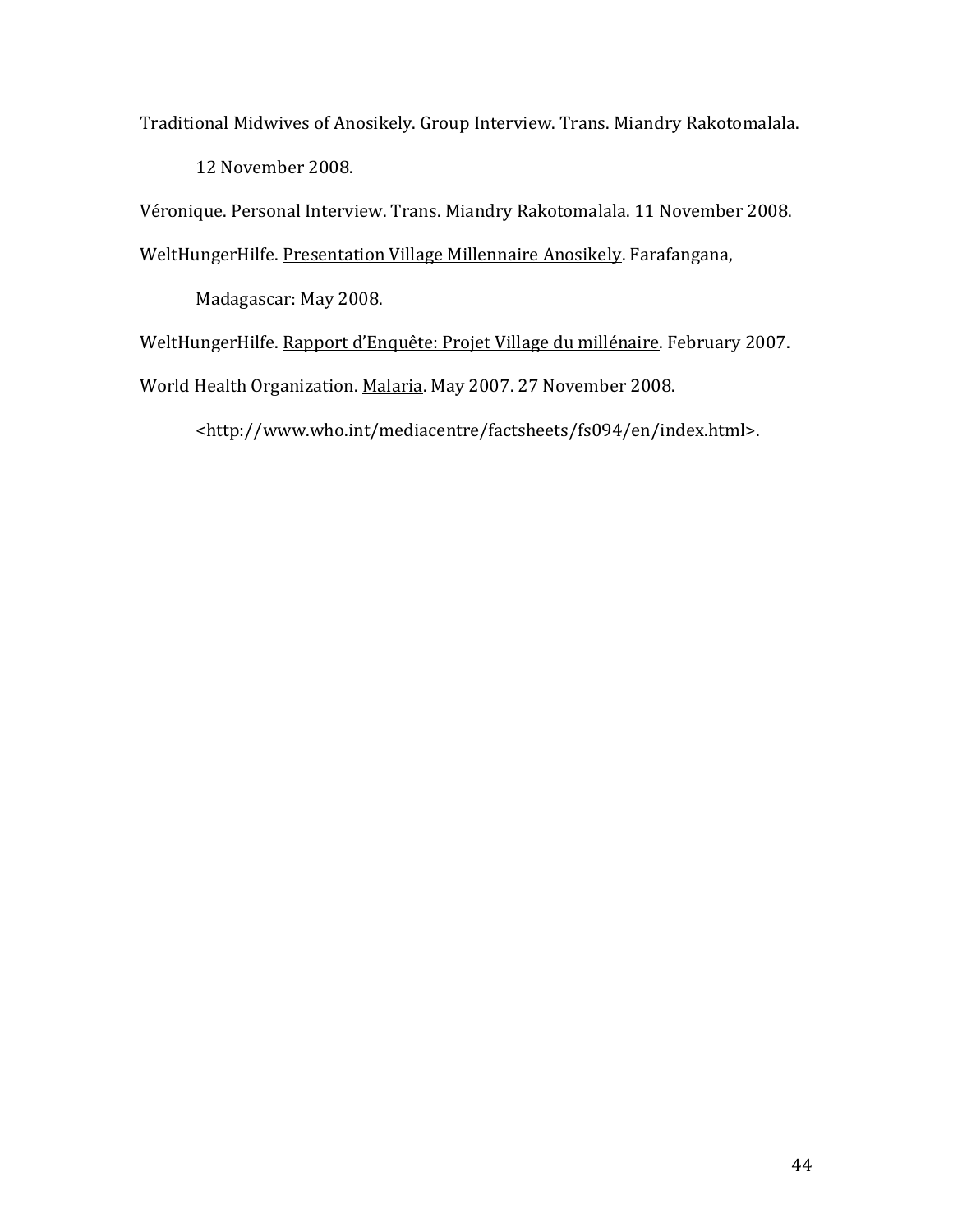Traditional Midwives of Anosikely. Group Interview. Trans. Miandry Rakotomalala. 12 November 2008.

Véronique. Personal Interview. Trans. Miandry Rakotomalala. 11 November 2008.

WeltHungerHilfe. Presentation Village Millennaire Anosikely. Farafangana, Madagascar: May 2008.

WeltHungerHilfe. Rapport d'Enquête: Projet Village du millénaire. February 2007.

World Health Organization. Malaria. May 2007. 27 November 2008. <http://www.who.int/mediacentre/factsheets/fs094/en/index.html>.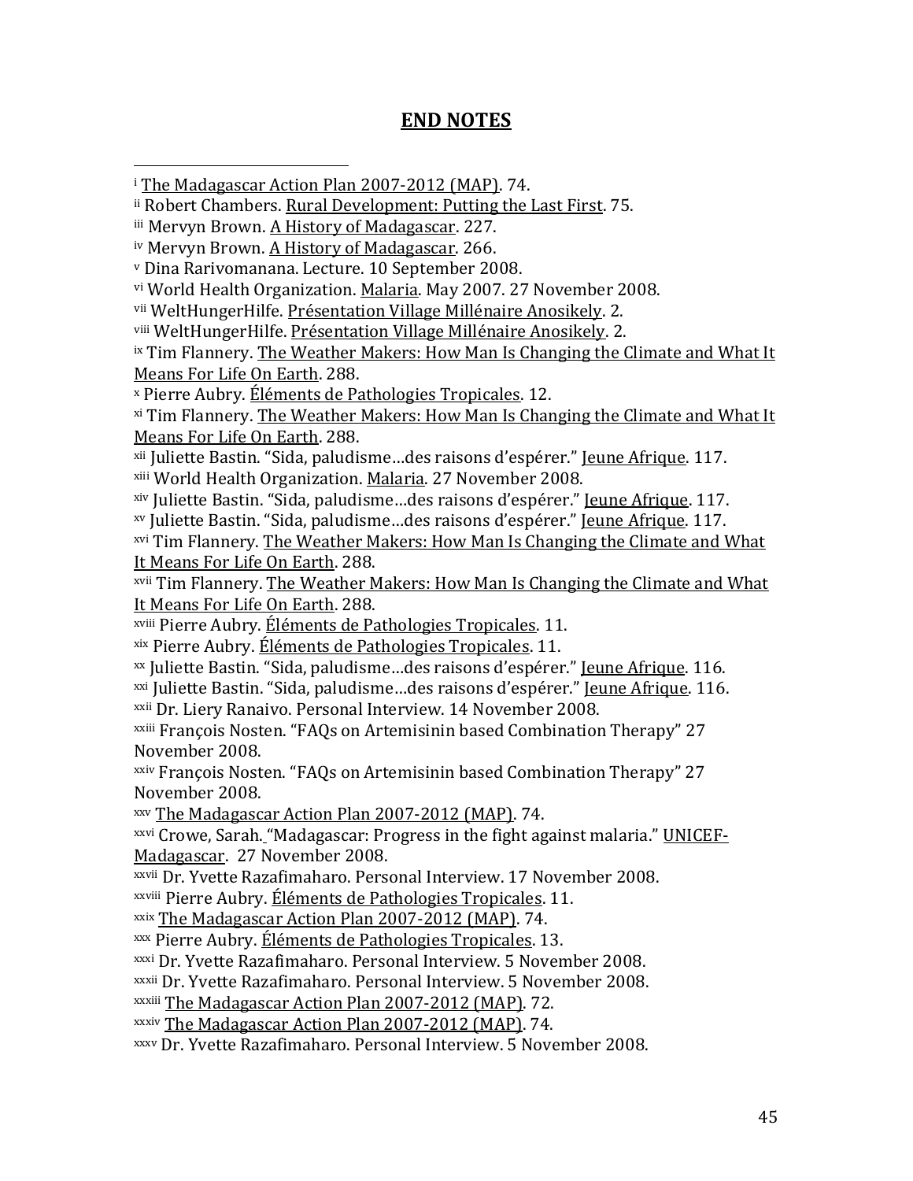## END NOTES

[i] The Madagascar Action Plan 2007-2012 (MAP). 74.
[ii] Robert Chambers. Rural Development: Putting the Last First. 75.
[iii] Mervyn Brown. A History of Madagascar. 227.
[iv] Mervyn Brown. A History of Madagascar. 266.
[v] Dina Rarivomanana. Lecture. 10 September 2008.
[vi] World Health Organization. Malaria. May 2007. 27 November 2008.
[vii] WeltHungerHilfe. Présentation Village Millénaire Anosikely. 2.
[viii] WeltHungerHilfe. Présentation Village Millénaire Anosikely. 2.
[ix] Tim Flannery. The Weather Makers: How Man Is Changing the Climate and What It Means For Life On Earth. 288.
[x] Pierre Aubry. Éléments de Pathologies Tropicales. 12.
[xi] Tim Flannery. The Weather Makers: How Man Is Changing the Climate and What It Means For Life On Earth. 288.
[xii] Juliette Bastin. "Sida, paludisme…des raisons d'espérer." Jeune Afrique. 117.
[xiii] World Health Organization. Malaria. 27 November 2008.
[xiv] Juliette Bastin. "Sida, paludisme…des raisons d'espérer." Jeune Afrique. 117.
[xv] Juliette Bastin. "Sida, paludisme…des raisons d'espérer." Jeune Afrique. 117.
[xvi] Tim Flannery. The Weather Makers: How Man Is Changing the Climate and What It Means For Life On Earth. 288.
[xvii] Tim Flannery. The Weather Makers: How Man Is Changing the Climate and What It Means For Life On Earth. 288.
[xviii] Pierre Aubry. Éléments de Pathologies Tropicales. 11.
[xix] Pierre Aubry. Éléments de Pathologies Tropicales. 11.
[xx] Juliette Bastin. "Sida, paludisme…des raisons d'espérer." Jeune Afrique. 116.
[xxi] Juliette Bastin. "Sida, paludisme…des raisons d'espérer." Jeune Afrique. 116.
[xxii] Dr. Liery Ranaivo. Personal Interview. 14 November 2008.
[xxiii] François Nosten. "FAQs on Artemisinin based Combination Therapy" 27 November 2008.
[xxiv] François Nosten. "FAQs on Artemisinin based Combination Therapy" 27 November 2008.
[xxv] The Madagascar Action Plan 2007-2012 (MAP). 74.
[xxvi] Crowe, Sarah. "Madagascar: Progress in the fight against malaria." UNICEF-Madagascar. 27 November 2008.
[xxvii] Dr. Yvette Razafimaharo. Personal Interview. 17 November 2008.
[xxviii] Pierre Aubry. Éléments de Pathologies Tropicales. 11.
[xxix] The Madagascar Action Plan 2007-2012 (MAP). 74.
[xxx] Pierre Aubry. Éléments de Pathologies Tropicales. 13.
[xxxi] Dr. Yvette Razafimaharo. Personal Interview. 5 November 2008.
[xxxii] Dr. Yvette Razafimaharo. Personal Interview. 5 November 2008.
[xxxiii] The Madagascar Action Plan 2007-2012 (MAP). 72.
[xxxiv] The Madagascar Action Plan 2007-2012 (MAP). 74.
[xxxv] Dr. Yvette Razafimaharo. Personal Interview. 5 November 2008.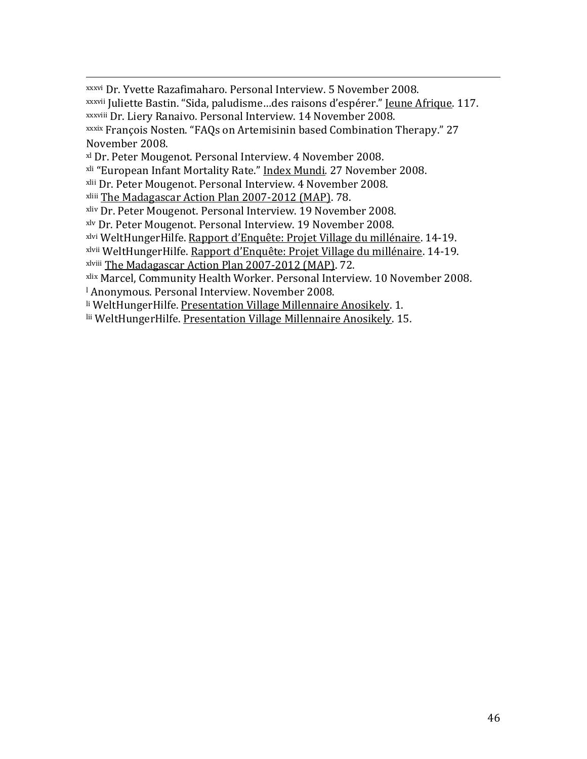[xxxvi] Dr. Yvette Razafimaharo. Personal Interview. 5 November 2008.
[xxxvii] Juliette Bastin. "Sida, paludisme…des raisons d'espérer." Jeune Afrique. 117.
[xxxviii] Dr. Liery Ranaivo. Personal Interview. 14 November 2008.
[xxxix] François Nosten. "FAQs on Artemisinin based Combination Therapy." 27 November 2008.
[xl] Dr. Peter Mougenot. Personal Interview. 4 November 2008.
[xli] "European Infant Mortality Rate." Index Mundi. 27 November 2008.
[xlii] Dr. Peter Mougenot. Personal Interview. 4 November 2008.
[xliii] The Madagascar Action Plan 2007-2012 (MAP). 78.
[xliv] Dr. Peter Mougenot. Personal Interview. 19 November 2008.
[xlv] Dr. Peter Mougenot. Personal Interview. 19 November 2008.
[xlvi] WeltHungerHilfe. Rapport d'Enquête: Projet Village du millénaire. 14-19.
[xlvii] WeltHungerHilfe. Rapport d'Enquête: Projet Village du millénaire. 14-19.
[xlviii] The Madagascar Action Plan 2007-2012 (MAP). 72.
[xlix] Marcel, Community Health Worker. Personal Interview. 10 November 2008.
[l] Anonymous. Personal Interview. November 2008.
[li] WeltHungerHilfe. Presentation Village Millennaire Anosikely. 1.
[lii] WeltHungerHilfe. Presentation Village Millennaire Anosikely. 15.